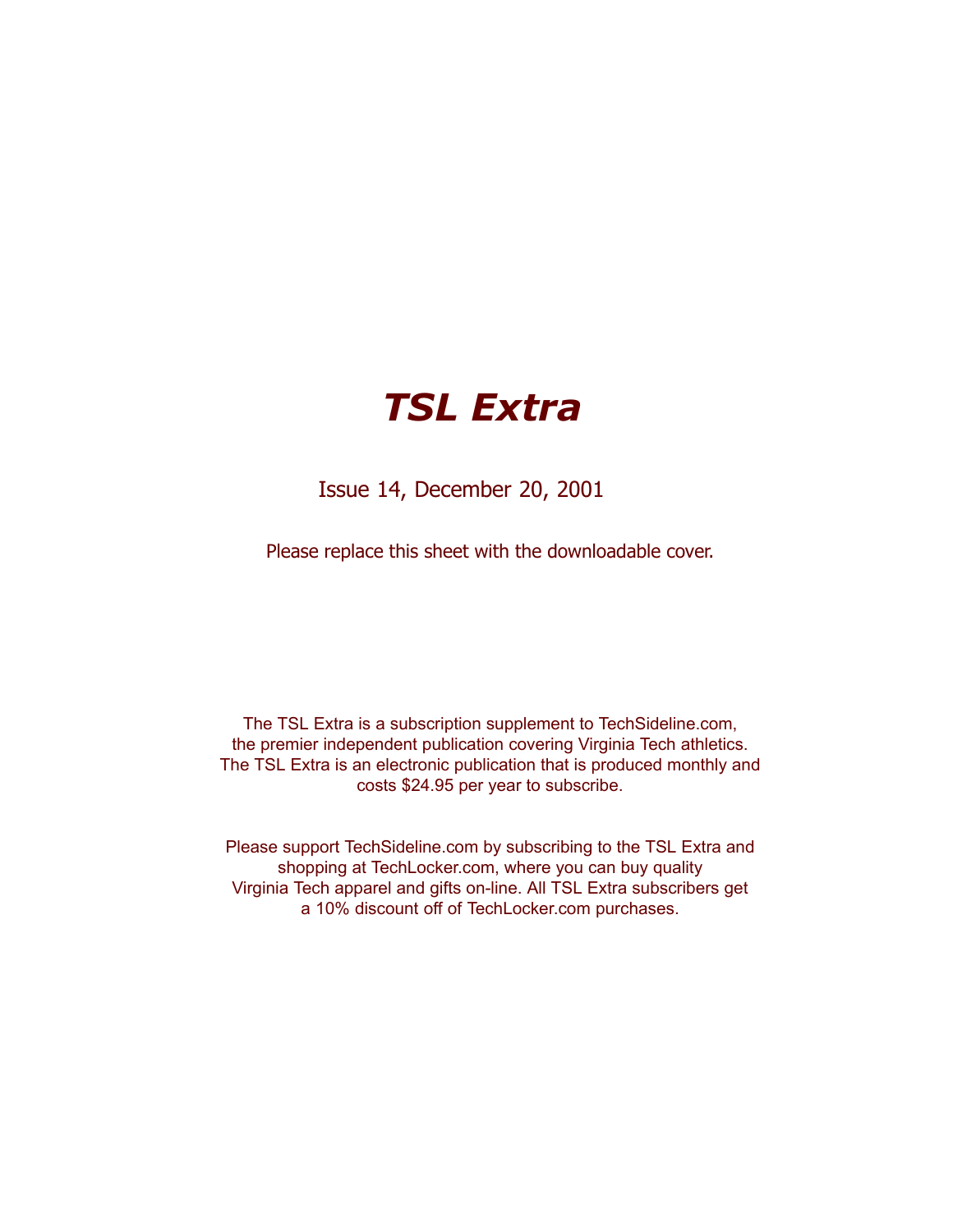# *TSL Extra*

Issue 14, December 20, 2001

Please replace this sheet with the downloadable cover.

The TSL Extra is a subscription supplement to TechSideline.com, the premier independent publication covering Virginia Tech athletics. The TSL Extra is an electronic publication that is produced monthly and costs $24.95 per year to subscribe.

Please support TechSideline.com by subscribing to the TSL Extra and shopping at TechLocker.com, where you can buy quality Virginia Tech apparel and gifts on-line. All TSL Extra subscribers get a 10% discount off of TechLocker.com purchases.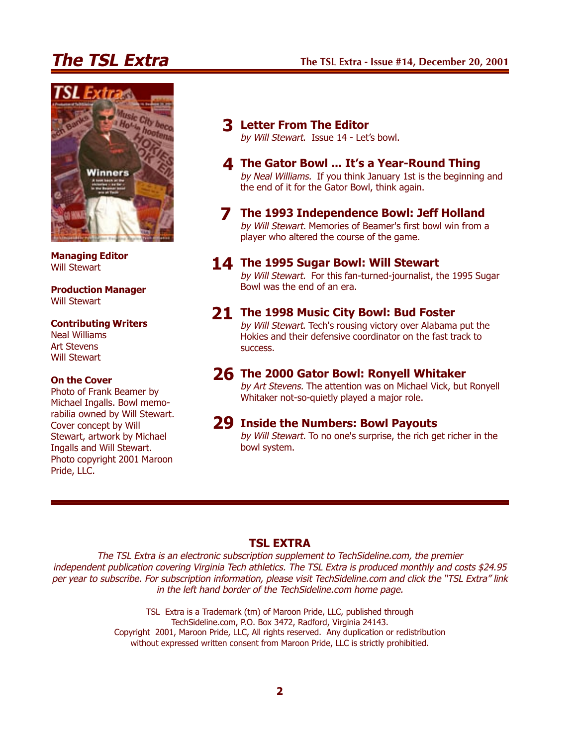# The TSL Extra

The TSL Extra - Issue #14, December 20, 2001

**Managing Editor**
Will Stewart

**Production Manager**
Will Stewart

**Contributing Writers**
Neal Williams
Art Stevens
Will Stewart

**On the Cover**
Photo of Frank Beamer by Michael Ingalls. Bowl memorabilia owned by Will Stewart. Cover concept by Will Stewart, artwork by Michael Ingalls and Will Stewart. Photo copyright 2001 Maroon Pride, LLC.

**3 Letter From The Editor**
*by Will Stewart.* Issue 14 - Let's bowl.

**4 The Gator Bowl ... It's a Year-Round Thing**
*by Neal Williams.* If you think January 1st is the beginning and the end of it for the Gator Bowl, think again.

**7 The 1993 Independence Bowl: Jeff Holland**
*by Will Stewart.* Memories of Beamer's first bowl win from a player who altered the course of the game.

**14 The 1995 Sugar Bowl: Will Stewart**
*by Will Stewart.* For this fan-turned-journalist, the 1995 Sugar Bowl was the end of an era.

**21 The 1998 Music City Bowl: Bud Foster**
*by Will Stewart.* Tech's rousing victory over Alabama put the Hokies and their defensive coordinator on the fast track to success.

**26 The 2000 Gator Bowl: Ronyell Whitaker**
*by Art Stevens.* The attention was on Michael Vick, but Ronyell Whitaker not-so-quietly played a major role.

**29 Inside the Numbers: Bowl Payouts**
*by Will Stewart.* To no one's surprise, the rich get richer in the bowl system.

---

**TSL EXTRA**

*The TSL Extra is an electronic subscription supplement to TechSideline.com, the premier independent publication covering Virginia Tech athletics. The TSL Extra is produced monthly and costs $24.95 per year to subscribe. For subscription information, please visit TechSideline.com and click the "TSL Extra" link in the left hand border of the TechSideline.com home page.*

TSL Extra is a Trademark (tm) of Maroon Pride, LLC, published through TechSideline.com, P.O. Box 3472, Radford, Virginia 24143.
Copyright 2001, Maroon Pride, LLC, All rights reserved. Any duplication or redistribution without expressed written consent from Maroon Pride, LLC is strictly prohibitied.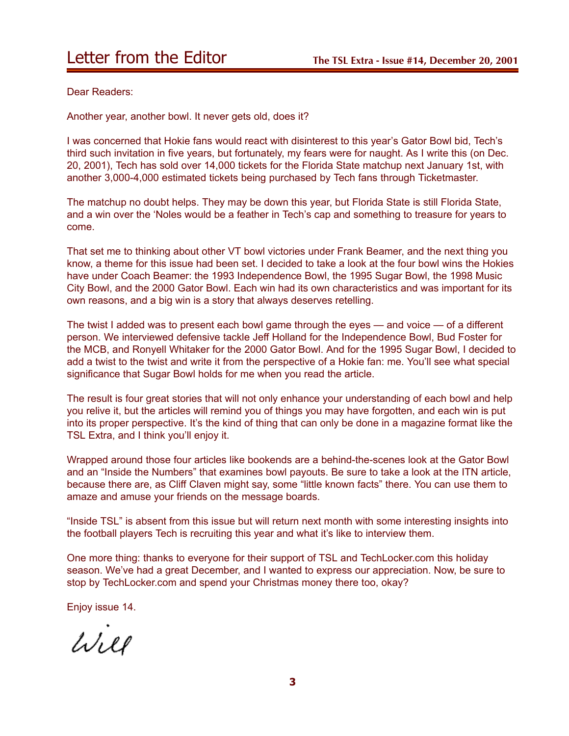# Letter from the Editor

Dear Readers:

Another year, another bowl. It never gets old, does it?

I was concerned that Hokie fans would react with disinterest to this year's Gator Bowl bid, Tech's third such invitation in five years, but fortunately, my fears were for naught. As I write this (on Dec. 20, 2001), Tech has sold over 14,000 tickets for the Florida State matchup next January 1st, with another 3,000-4,000 estimated tickets being purchased by Tech fans through Ticketmaster.

The matchup no doubt helps. They may be down this year, but Florida State is still Florida State, and a win over the 'Noles would be a feather in Tech's cap and something to treasure for years to come.

That set me to thinking about other VT bowl victories under Frank Beamer, and the next thing you know, a theme for this issue had been set. I decided to take a look at the four bowl wins the Hokies have under Coach Beamer: the 1993 Independence Bowl, the 1995 Sugar Bowl, the 1998 Music City Bowl, and the 2000 Gator Bowl. Each win had its own characteristics and was important for its own reasons, and a big win is a story that always deserves retelling.

The twist I added was to present each bowl game through the eyes — and voice — of a different person. We interviewed defensive tackle Jeff Holland for the Independence Bowl, Bud Foster for the MCB, and Ronyell Whitaker for the 2000 Gator Bowl. And for the 1995 Sugar Bowl, I decided to add a twist to the twist and write it from the perspective of a Hokie fan: me. You'll see what special significance that Sugar Bowl holds for me when you read the article.

The result is four great stories that will not only enhance your understanding of each bowl and help you relive it, but the articles will remind you of things you may have forgotten, and each win is put into its proper perspective. It's the kind of thing that can only be done in a magazine format like the TSL Extra, and I think you'll enjoy it.

Wrapped around those four articles like bookends are a behind-the-scenes look at the Gator Bowl and an "Inside the Numbers" that examines bowl payouts. Be sure to take a look at the ITN article, because there are, as Cliff Claven might say, some "little known facts" there. You can use them to amaze and amuse your friends on the message boards.

"Inside TSL" is absent from this issue but will return next month with some interesting insights into the football players Tech is recruiting this year and what it's like to interview them.

One more thing: thanks to everyone for their support of TSL and TechLocker.com this holiday season. We've had a great December, and I wanted to express our appreciation. Now, be sure to stop by TechLocker.com and spend your Christmas money there too, okay?

Enjoy issue 14.

Will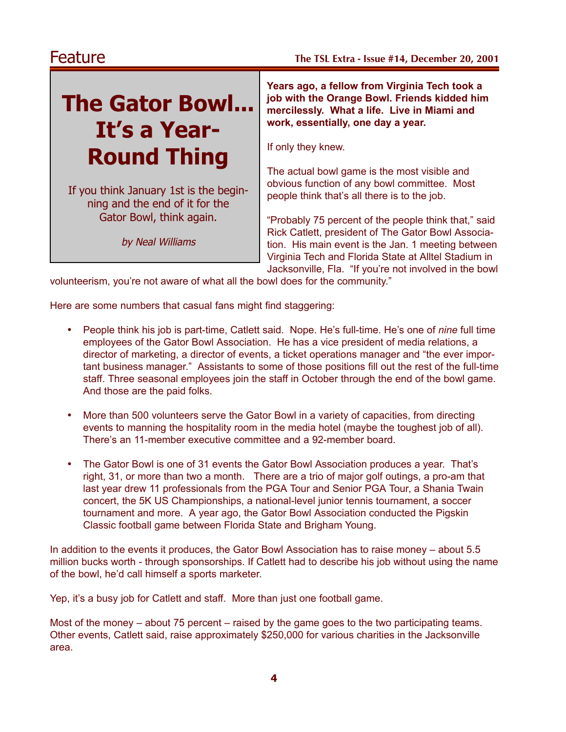# Feature

# The Gator Bowl... It's a Year-Round Thing

If you think January 1st is the beginning and the end of it for the Gator Bowl, think again.

*by Neal Williams*

**Years ago, a fellow from Virginia Tech took a job with the Orange Bowl. Friends kidded him mercilessly. What a life. Live in Miami and work, essentially, one day a year.**

If only they knew.

The actual bowl game is the most visible and obvious function of any bowl committee. Most people think that's all there is to the job.

"Probably 75 percent of the people think that," said Rick Catlett, president of The Gator Bowl Association. His main event is the Jan. 1 meeting between Virginia Tech and Florida State at Alltel Stadium in Jacksonville, Fla. "If you're not involved in the bowl volunteerism, you're not aware of what all the bowl does for the community."

Here are some numbers that casual fans might find staggering:

- People think his job is part-time, Catlett said. Nope. He's full-time. He's one of *nine* full time employees of the Gator Bowl Association. He has a vice president of media relations, a director of marketing, a director of events, a ticket operations manager and "the ever important business manager." Assistants to some of those positions fill out the rest of the full-time staff. Three seasonal employees join the staff in October through the end of the bowl game. And those are the paid folks.

- More than 500 volunteers serve the Gator Bowl in a variety of capacities, from directing events to manning the hospitality room in the media hotel (maybe the toughest job of all). There's an 11-member executive committee and a 92-member board.

- The Gator Bowl is one of 31 events the Gator Bowl Association produces a year. That's right, 31, or more than two a month. There are a trio of major golf outings, a pro-am that last year drew 11 professionals from the PGA Tour and Senior PGA Tour, a Shania Twain concert, the 5K US Championships, a national-level junior tennis tournament, a soccer tournament and more. A year ago, the Gator Bowl Association conducted the Pigskin Classic football game between Florida State and Brigham Young.

In addition to the events it produces, the Gator Bowl Association has to raise money – about 5.5 million bucks worth - through sponsorships. If Catlett had to describe his job without using the name of the bowl, he'd call himself a sports marketer.

Yep, it's a busy job for Catlett and staff. More than just one football game.

Most of the money – about 75 percent – raised by the game goes to the two participating teams. Other events, Catlett said, raise approximately $250,000 for various charities in the Jacksonville area.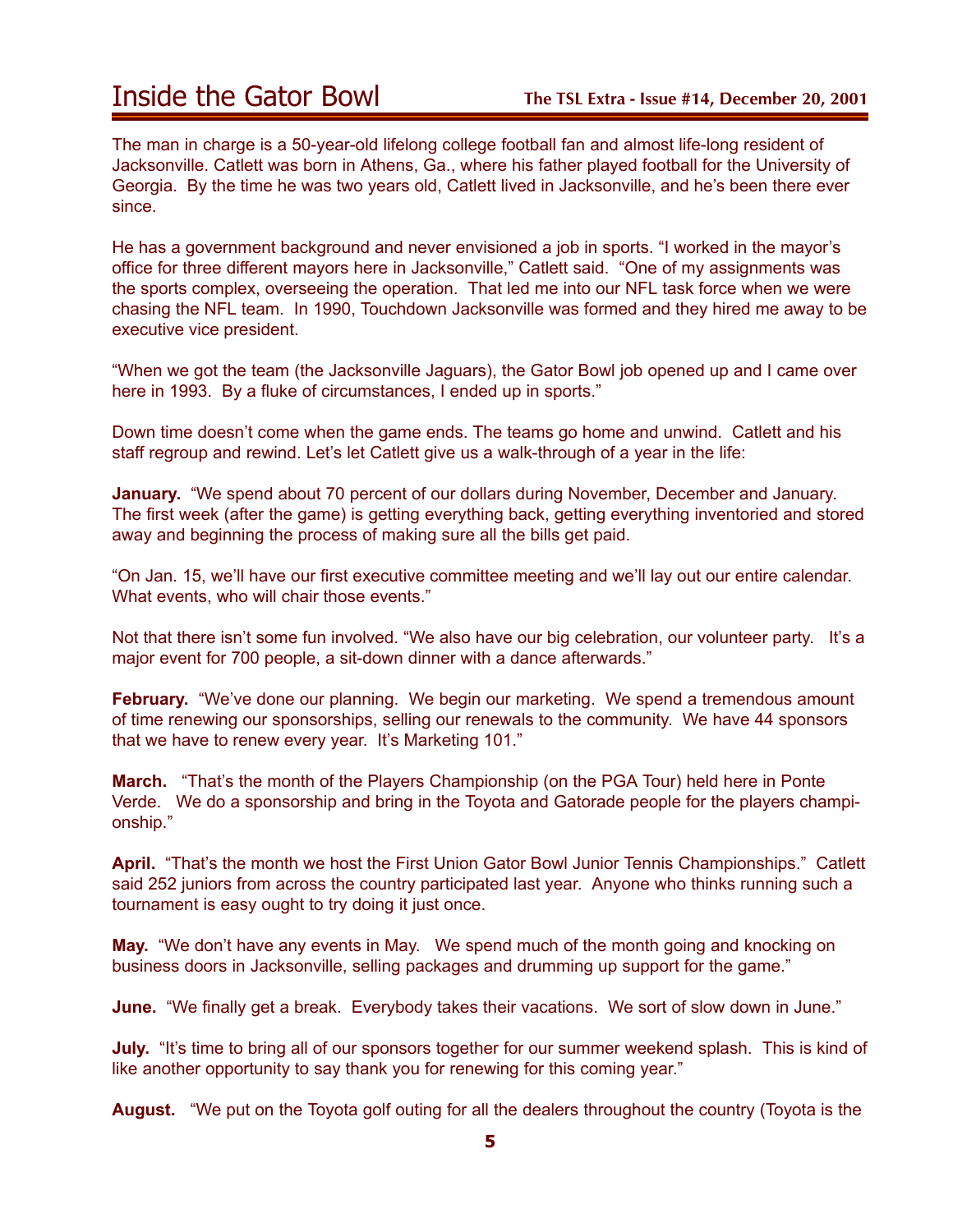The man in charge is a 50-year-old lifelong college football fan and almost life-long resident of Jacksonville. Catlett was born in Athens, Ga., where his father played football for the University of Georgia. By the time he was two years old, Catlett lived in Jacksonville, and he's been there ever since.

He has a government background and never envisioned a job in sports. "I worked in the mayor's office for three different mayors here in Jacksonville," Catlett said. "One of my assignments was the sports complex, overseeing the operation. That led me into our NFL task force when we were chasing the NFL team. In 1990, Touchdown Jacksonville was formed and they hired me away to be executive vice president.

"When we got the team (the Jacksonville Jaguars), the Gator Bowl job opened up and I came over here in 1993. By a fluke of circumstances, I ended up in sports."

Down time doesn't come when the game ends. The teams go home and unwind. Catlett and his staff regroup and rewind. Let's let Catlett give us a walk-through of a year in the life:

**January.** "We spend about 70 percent of our dollars during November, December and January. The first week (after the game) is getting everything back, getting everything inventoried and stored away and beginning the process of making sure all the bills get paid.

"On Jan. 15, we'll have our first executive committee meeting and we'll lay out our entire calendar. What events, who will chair those events."

Not that there isn't some fun involved. "We also have our big celebration, our volunteer party. It's a major event for 700 people, a sit-down dinner with a dance afterwards."

**February.** "We've done our planning. We begin our marketing. We spend a tremendous amount of time renewing our sponsorships, selling our renewals to the community. We have 44 sponsors that we have to renew every year. It's Marketing 101."

**March.** "That's the month of the Players Championship (on the PGA Tour) held here in Ponte Verde. We do a sponsorship and bring in the Toyota and Gatorade people for the players championship."

**April.** "That's the month we host the First Union Gator Bowl Junior Tennis Championships." Catlett said 252 juniors from across the country participated last year. Anyone who thinks running such a tournament is easy ought to try doing it just once.

**May.** "We don't have any events in May. We spend much of the month going and knocking on business doors in Jacksonville, selling packages and drumming up support for the game."

**June.** "We finally get a break. Everybody takes their vacations. We sort of slow down in June."

**July.** "It's time to bring all of our sponsors together for our summer weekend splash. This is kind of like another opportunity to say thank you for renewing for this coming year."

**August.** "We put on the Toyota golf outing for all the dealers throughout the country (Toyota is the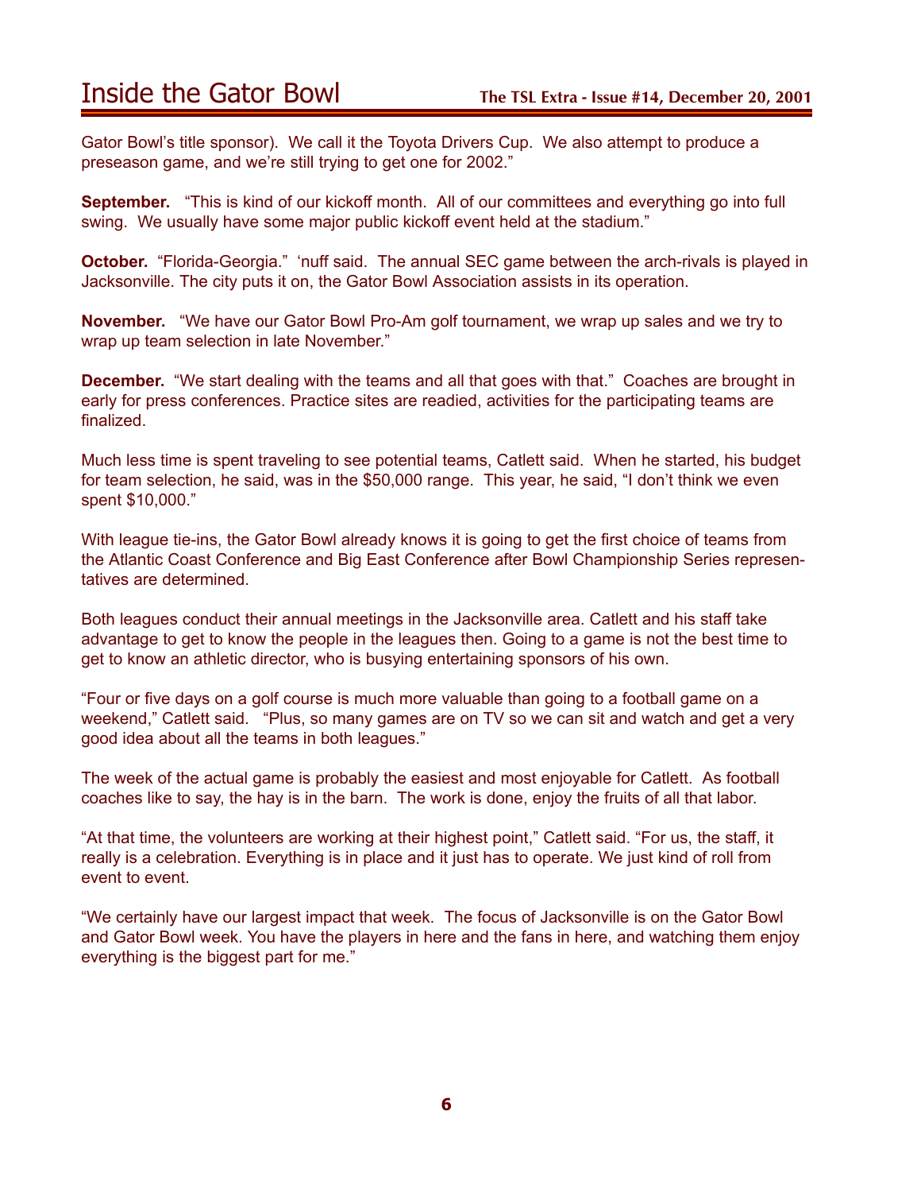Gator Bowl's title sponsor). We call it the Toyota Drivers Cup. We also attempt to produce a preseason game, and we're still trying to get one for 2002."

**September.** "This is kind of our kickoff month. All of our committees and everything go into full swing. We usually have some major public kickoff event held at the stadium."

**October.** "Florida-Georgia." 'nuff said. The annual SEC game between the arch-rivals is played in Jacksonville. The city puts it on, the Gator Bowl Association assists in its operation.

**November.** "We have our Gator Bowl Pro-Am golf tournament, we wrap up sales and we try to wrap up team selection in late November."

**December.** "We start dealing with the teams and all that goes with that." Coaches are brought in early for press conferences. Practice sites are readied, activities for the participating teams are finalized.

Much less time is spent traveling to see potential teams, Catlett said. When he started, his budget for team selection, he said, was in the $50,000 range. This year, he said, "I don't think we even spent $10,000."

With league tie-ins, the Gator Bowl already knows it is going to get the first choice of teams from the Atlantic Coast Conference and Big East Conference after Bowl Championship Series representatives are determined.

Both leagues conduct their annual meetings in the Jacksonville area. Catlett and his staff take advantage to get to know the people in the leagues then. Going to a game is not the best time to get to know an athletic director, who is busying entertaining sponsors of his own.

"Four or five days on a golf course is much more valuable than going to a football game on a weekend," Catlett said. "Plus, so many games are on TV so we can sit and watch and get a very good idea about all the teams in both leagues."

The week of the actual game is probably the easiest and most enjoyable for Catlett. As football coaches like to say, the hay is in the barn. The work is done, enjoy the fruits of all that labor.

"At that time, the volunteers are working at their highest point," Catlett said. "For us, the staff, it really is a celebration. Everything is in place and it just has to operate. We just kind of roll from event to event.

"We certainly have our largest impact that week. The focus of Jacksonville is on the Gator Bowl and Gator Bowl week. You have the players in here and the fans in here, and watching them enjoy everything is the biggest part for me."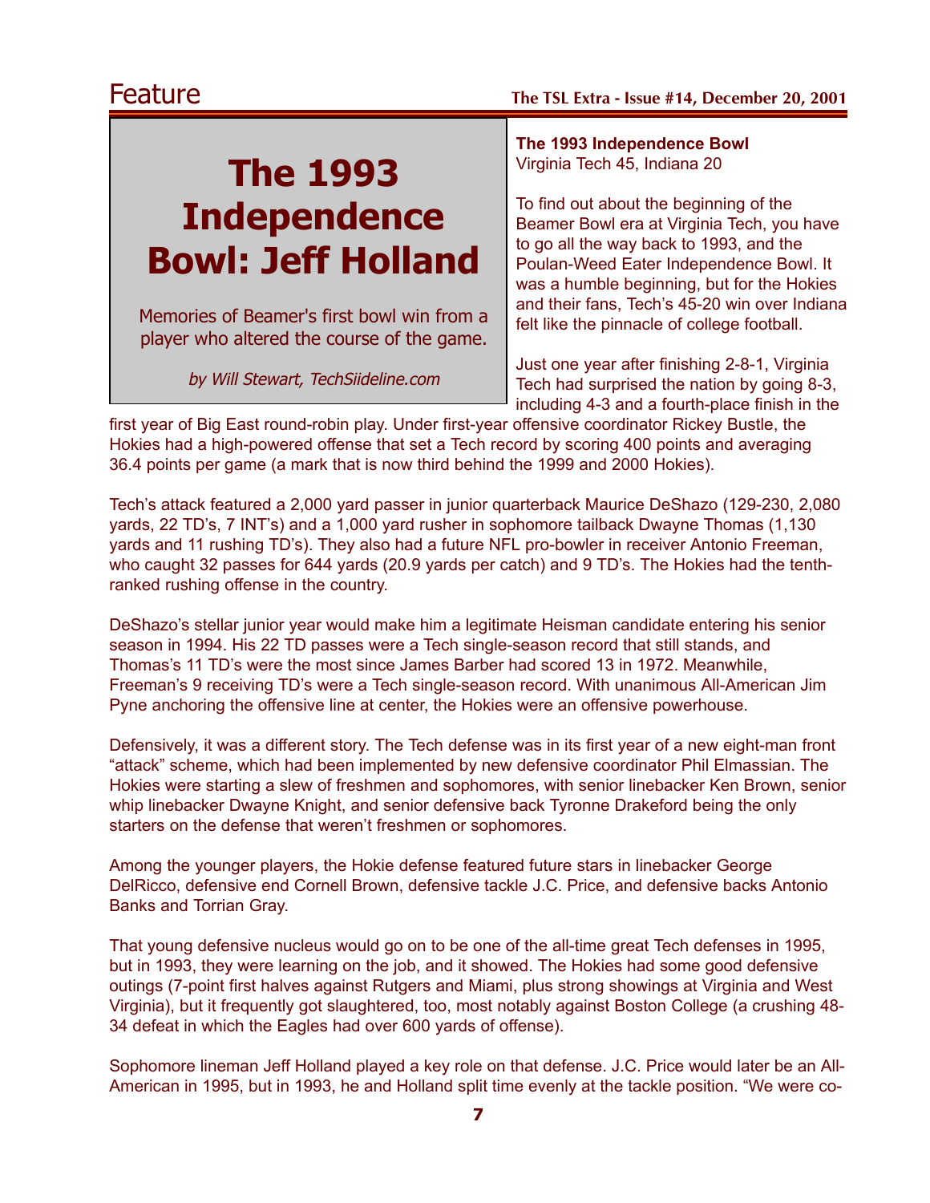# The 1993 Independence Bowl: Jeff Holland

Memories of Beamer's first bowl win from a player who altered the course of the game.

*by Will Stewart, TechSiideline.com*

**The 1993 Independence Bowl**
Virginia Tech 45, Indiana 20

To find out about the beginning of the Beamer Bowl era at Virginia Tech, you have to go all the way back to 1993, and the Poulan-Weed Eater Independence Bowl. It was a humble beginning, but for the Hokies and their fans, Tech's 45-20 win over Indiana felt like the pinnacle of college football.

Just one year after finishing 2-8-1, Virginia Tech had surprised the nation by going 8-3, including 4-3 and a fourth-place finish in the first year of Big East round-robin play. Under first-year offensive coordinator Rickey Bustle, the Hokies had a high-powered offense that set a Tech record by scoring 400 points and averaging 36.4 points per game (a mark that is now third behind the 1999 and 2000 Hokies).

Tech's attack featured a 2,000 yard passer in junior quarterback Maurice DeShazo (129-230, 2,080 yards, 22 TD's, 7 INT's) and a 1,000 yard rusher in sophomore tailback Dwayne Thomas (1,130 yards and 11 rushing TD's). They also had a future NFL pro-bowler in receiver Antonio Freeman, who caught 32 passes for 644 yards (20.9 yards per catch) and 9 TD's. The Hokies had the tenth-ranked rushing offense in the country.

DeShazo's stellar junior year would make him a legitimate Heisman candidate entering his senior season in 1994. His 22 TD passes were a Tech single-season record that still stands, and Thomas's 11 TD's were the most since James Barber had scored 13 in 1972. Meanwhile, Freeman's 9 receiving TD's were a Tech single-season record. With unanimous All-American Jim Pyne anchoring the offensive line at center, the Hokies were an offensive powerhouse.

Defensively, it was a different story. The Tech defense was in its first year of a new eight-man front "attack" scheme, which had been implemented by new defensive coordinator Phil Elmassian. The Hokies were starting a slew of freshmen and sophomores, with senior linebacker Ken Brown, senior whip linebacker Dwayne Knight, and senior defensive back Tyronne Drakeford being the only starters on the defense that weren't freshmen or sophomores.

Among the younger players, the Hokie defense featured future stars in linebacker George DelRicco, defensive end Cornell Brown, defensive tackle J.C. Price, and defensive backs Antonio Banks and Torrian Gray.

That young defensive nucleus would go on to be one of the all-time great Tech defenses in 1995, but in 1993, they were learning on the job, and it showed. The Hokies had some good defensive outings (7-point first halves against Rutgers and Miami, plus strong showings at Virginia and West Virginia), but it frequently got slaughtered, too, most notably against Boston College (a crushing 48-34 defeat in which the Eagles had over 600 yards of offense).

Sophomore lineman Jeff Holland played a key role on that defense. J.C. Price would later be an All-American in 1995, but in 1993, he and Holland split time evenly at the tackle position. "We were co-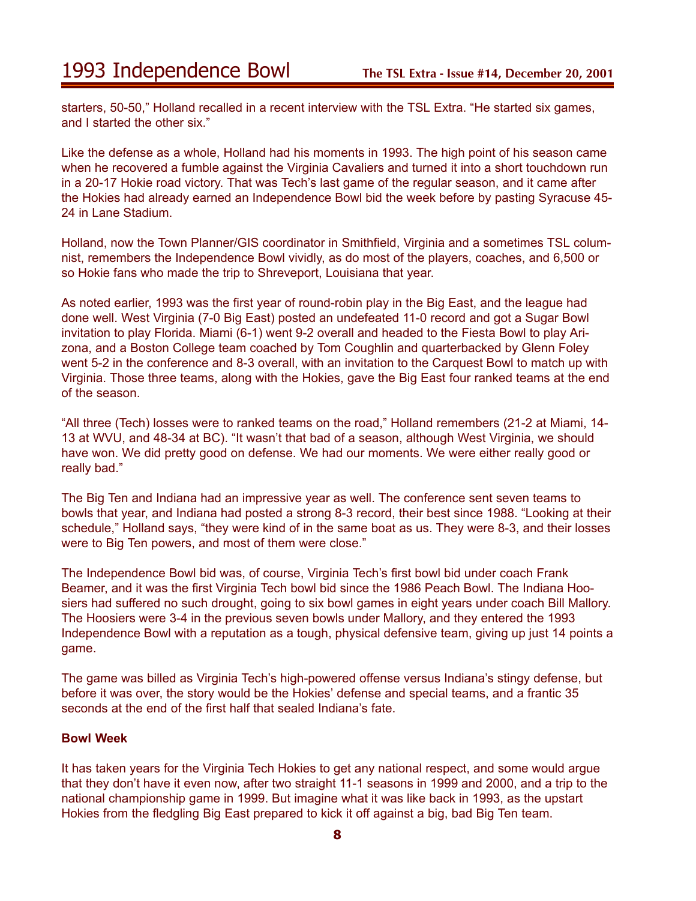starters, 50-50," Holland recalled in a recent interview with the TSL Extra. "He started six games, and I started the other six."

Like the defense as a whole, Holland had his moments in 1993. The high point of his season came when he recovered a fumble against the Virginia Cavaliers and turned it into a short touchdown run in a 20-17 Hokie road victory. That was Tech's last game of the regular season, and it came after the Hokies had already earned an Independence Bowl bid the week before by pasting Syracuse 45-24 in Lane Stadium.

Holland, now the Town Planner/GIS coordinator in Smithfield, Virginia and a sometimes TSL columnist, remembers the Independence Bowl vividly, as do most of the players, coaches, and 6,500 or so Hokie fans who made the trip to Shreveport, Louisiana that year.

As noted earlier, 1993 was the first year of round-robin play in the Big East, and the league had done well. West Virginia (7-0 Big East) posted an undefeated 11-0 record and got a Sugar Bowl invitation to play Florida. Miami (6-1) went 9-2 overall and headed to the Fiesta Bowl to play Arizona, and a Boston College team coached by Tom Coughlin and quarterbacked by Glenn Foley went 5-2 in the conference and 8-3 overall, with an invitation to the Carquest Bowl to match up with Virginia. Those three teams, along with the Hokies, gave the Big East four ranked teams at the end of the season.

"All three (Tech) losses were to ranked teams on the road," Holland remembers (21-2 at Miami, 14-13 at WVU, and 48-34 at BC). "It wasn't that bad of a season, although West Virginia, we should have won. We did pretty good on defense. We had our moments. We were either really good or really bad."

The Big Ten and Indiana had an impressive year as well. The conference sent seven teams to bowls that year, and Indiana had posted a strong 8-3 record, their best since 1988. "Looking at their schedule," Holland says, "they were kind of in the same boat as us. They were 8-3, and their losses were to Big Ten powers, and most of them were close."

The Independence Bowl bid was, of course, Virginia Tech's first bowl bid under coach Frank Beamer, and it was the first Virginia Tech bowl bid since the 1986 Peach Bowl. The Indiana Hoosiers had suffered no such drought, going to six bowl games in eight years under coach Bill Mallory. The Hoosiers were 3-4 in the previous seven bowls under Mallory, and they entered the 1993 Independence Bowl with a reputation as a tough, physical defensive team, giving up just 14 points a game.

The game was billed as Virginia Tech's high-powered offense versus Indiana's stingy defense, but before it was over, the story would be the Hokies' defense and special teams, and a frantic 35 seconds at the end of the first half that sealed Indiana's fate.

**Bowl Week**

It has taken years for the Virginia Tech Hokies to get any national respect, and some would argue that they don't have it even now, after two straight 11-1 seasons in 1999 and 2000, and a trip to the national championship game in 1999. But imagine what it was like back in 1993, as the upstart Hokies from the fledgling Big East prepared to kick it off against a big, bad Big Ten team.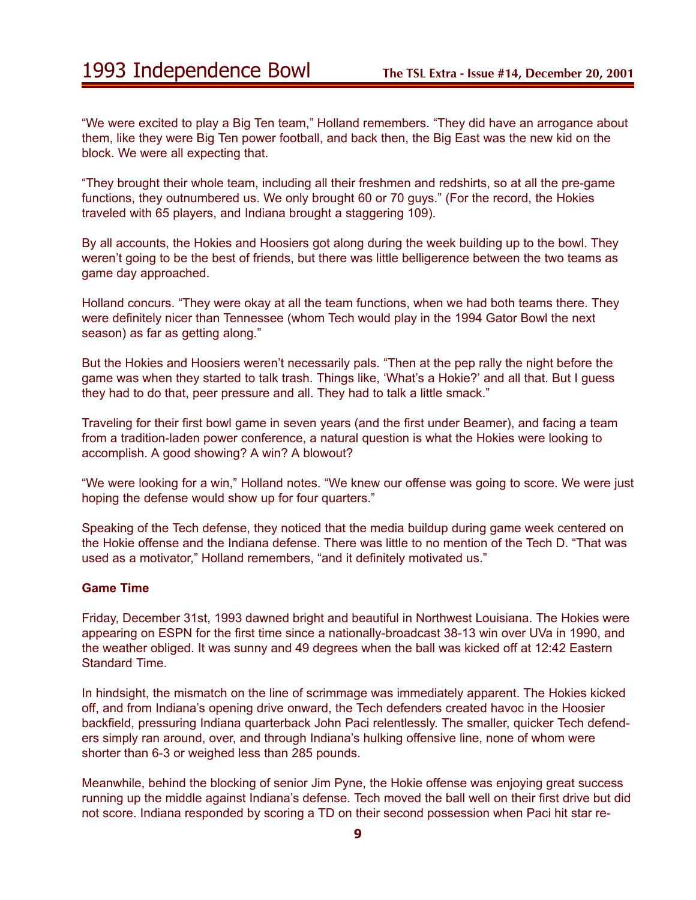"We were excited to play a Big Ten team," Holland remembers. "They did have an arrogance about them, like they were Big Ten power football, and back then, the Big East was the new kid on the block. We were all expecting that.

"They brought their whole team, including all their freshmen and redshirts, so at all the pre-game functions, they outnumbered us. We only brought 60 or 70 guys." (For the record, the Hokies traveled with 65 players, and Indiana brought a staggering 109).

By all accounts, the Hokies and Hoosiers got along during the week building up to the bowl. They weren't going to be the best of friends, but there was little belligerence between the two teams as game day approached.

Holland concurs. "They were okay at all the team functions, when we had both teams there. They were definitely nicer than Tennessee (whom Tech would play in the 1994 Gator Bowl the next season) as far as getting along."

But the Hokies and Hoosiers weren't necessarily pals. "Then at the pep rally the night before the game was when they started to talk trash. Things like, 'What's a Hokie?' and all that. But I guess they had to do that, peer pressure and all. They had to talk a little smack."

Traveling for their first bowl game in seven years (and the first under Beamer), and facing a team from a tradition-laden power conference, a natural question is what the Hokies were looking to accomplish. A good showing? A win? A blowout?

"We were looking for a win," Holland notes. "We knew our offense was going to score. We were just hoping the defense would show up for four quarters."

Speaking of the Tech defense, they noticed that the media buildup during game week centered on the Hokie offense and the Indiana defense. There was little to no mention of the Tech D. "That was used as a motivator," Holland remembers, "and it definitely motivated us."

**Game Time**

Friday, December 31st, 1993 dawned bright and beautiful in Northwest Louisiana. The Hokies were appearing on ESPN for the first time since a nationally-broadcast 38-13 win over UVa in 1990, and the weather obliged. It was sunny and 49 degrees when the ball was kicked off at 12:42 Eastern Standard Time.

In hindsight, the mismatch on the line of scrimmage was immediately apparent. The Hokies kicked off, and from Indiana's opening drive onward, the Tech defenders created havoc in the Hoosier backfield, pressuring Indiana quarterback John Paci relentlessly. The smaller, quicker Tech defenders simply ran around, over, and through Indiana's hulking offensive line, none of whom were shorter than 6-3 or weighed less than 285 pounds.

Meanwhile, behind the blocking of senior Jim Pyne, the Hokie offense was enjoying great success running up the middle against Indiana's defense. Tech moved the ball well on their first drive but did not score. Indiana responded by scoring a TD on their second possession when Paci hit star re-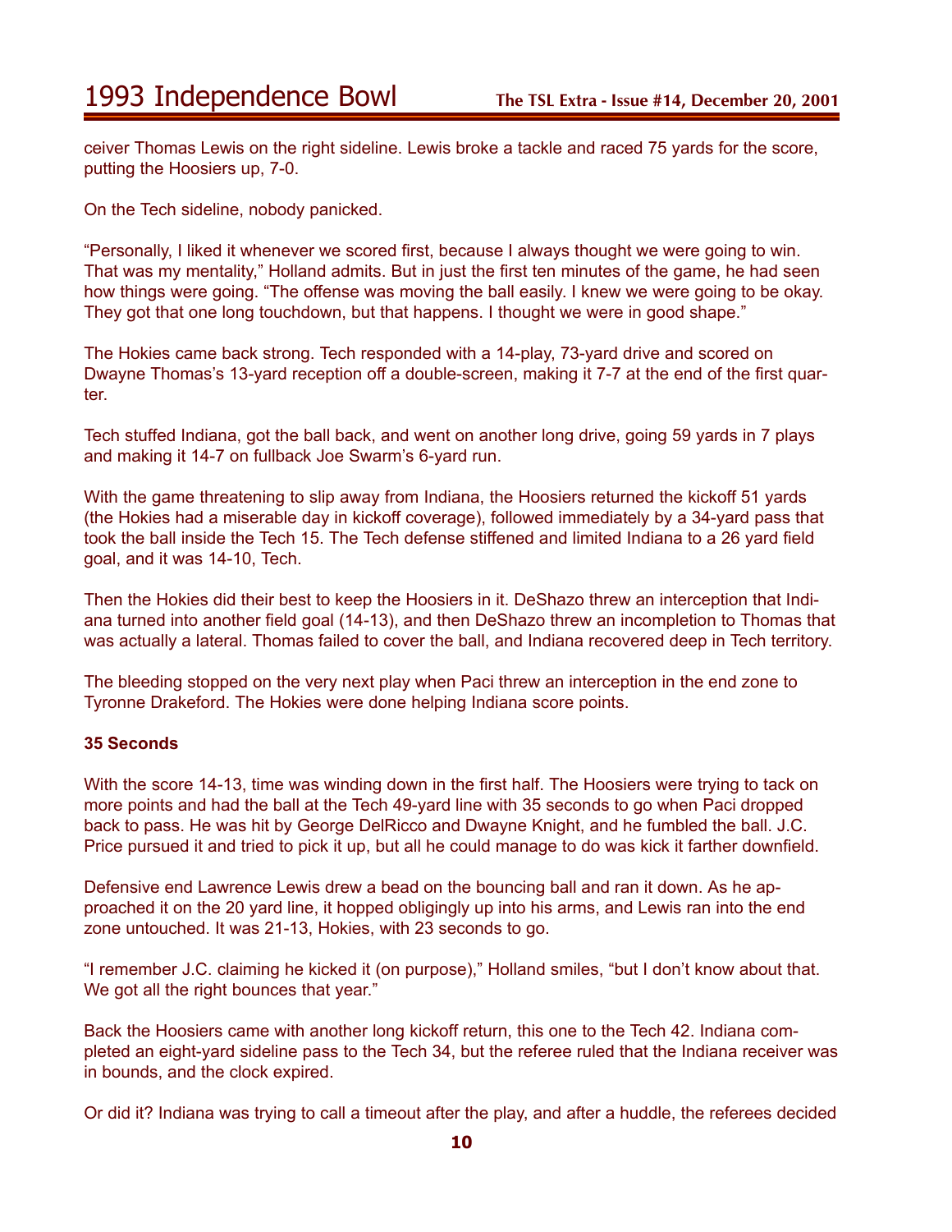ceiver Thomas Lewis on the right sideline. Lewis broke a tackle and raced 75 yards for the score, putting the Hoosiers up, 7-0.

On the Tech sideline, nobody panicked.

"Personally, I liked it whenever we scored first, because I always thought we were going to win. That was my mentality," Holland admits. But in just the first ten minutes of the game, he had seen how things were going. "The offense was moving the ball easily. I knew we were going to be okay. They got that one long touchdown, but that happens. I thought we were in good shape."

The Hokies came back strong. Tech responded with a 14-play, 73-yard drive and scored on Dwayne Thomas's 13-yard reception off a double-screen, making it 7-7 at the end of the first quarter.

Tech stuffed Indiana, got the ball back, and went on another long drive, going 59 yards in 7 plays and making it 14-7 on fullback Joe Swarm's 6-yard run.

With the game threatening to slip away from Indiana, the Hoosiers returned the kickoff 51 yards (the Hokies had a miserable day in kickoff coverage), followed immediately by a 34-yard pass that took the ball inside the Tech 15. The Tech defense stiffened and limited Indiana to a 26 yard field goal, and it was 14-10, Tech.

Then the Hokies did their best to keep the Hoosiers in it. DeShazo threw an interception that Indiana turned into another field goal (14-13), and then DeShazo threw an incompletion to Thomas that was actually a lateral. Thomas failed to cover the ball, and Indiana recovered deep in Tech territory.

The bleeding stopped on the very next play when Paci threw an interception in the end zone to Tyronne Drakeford. The Hokies were done helping Indiana score points.

**35 Seconds**

With the score 14-13, time was winding down in the first half. The Hoosiers were trying to tack on more points and had the ball at the Tech 49-yard line with 35 seconds to go when Paci dropped back to pass. He was hit by George DelRicco and Dwayne Knight, and he fumbled the ball. J.C. Price pursued it and tried to pick it up, but all he could manage to do was kick it farther downfield.

Defensive end Lawrence Lewis drew a bead on the bouncing ball and ran it down. As he approached it on the 20 yard line, it hopped obligingly up into his arms, and Lewis ran into the end zone untouched. It was 21-13, Hokies, with 23 seconds to go.

"I remember J.C. claiming he kicked it (on purpose)," Holland smiles, "but I don't know about that. We got all the right bounces that year."

Back the Hoosiers came with another long kickoff return, this one to the Tech 42. Indiana completed an eight-yard sideline pass to the Tech 34, but the referee ruled that the Indiana receiver was in bounds, and the clock expired.

Or did it? Indiana was trying to call a timeout after the play, and after a huddle, the referees decided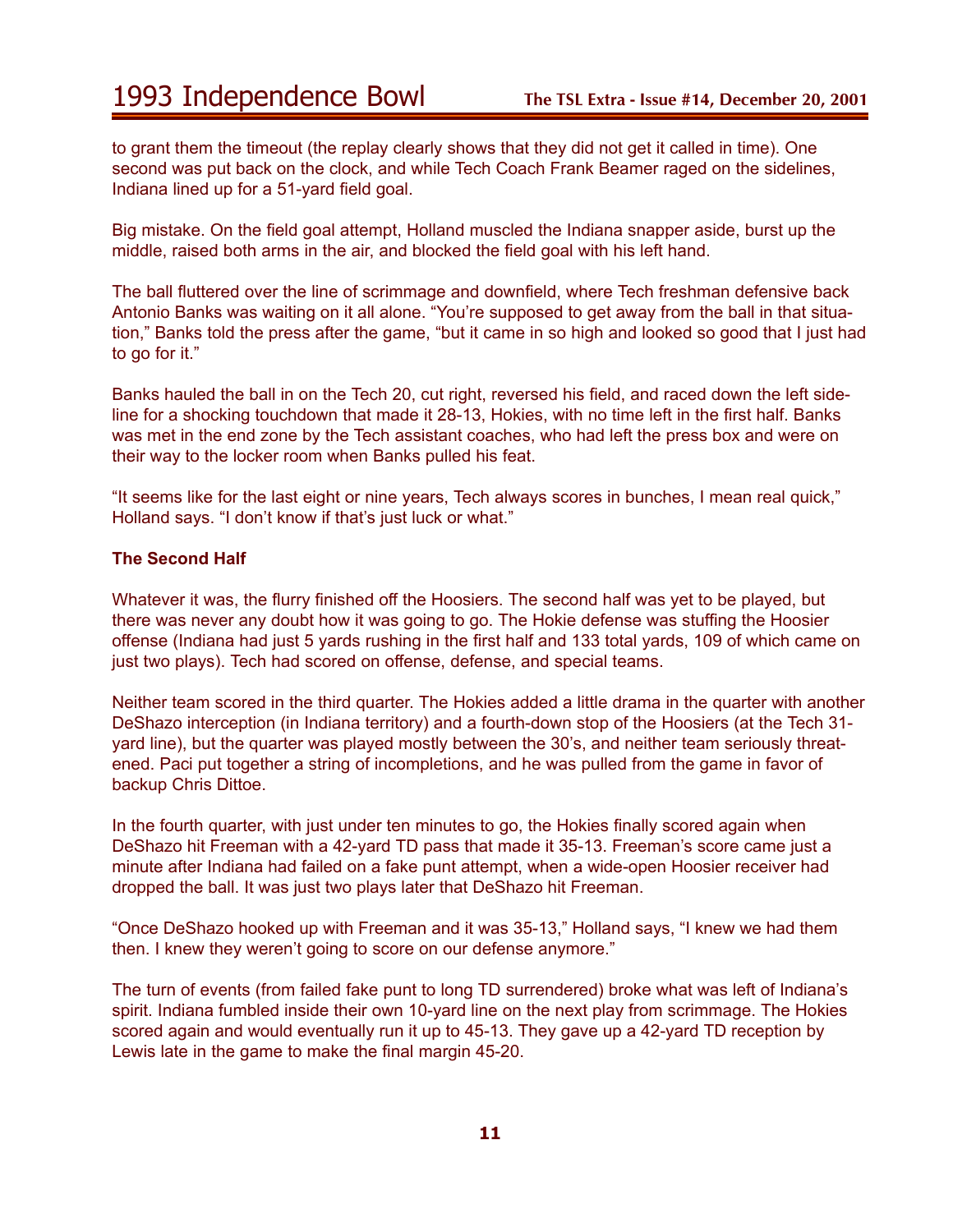to grant them the timeout (the replay clearly shows that they did not get it called in time). One second was put back on the clock, and while Tech Coach Frank Beamer raged on the sidelines, Indiana lined up for a 51-yard field goal.

Big mistake. On the field goal attempt, Holland muscled the Indiana snapper aside, burst up the middle, raised both arms in the air, and blocked the field goal with his left hand.

The ball fluttered over the line of scrimmage and downfield, where Tech freshman defensive back Antonio Banks was waiting on it all alone. "You're supposed to get away from the ball in that situation," Banks told the press after the game, "but it came in so high and looked so good that I just had to go for it."

Banks hauled the ball in on the Tech 20, cut right, reversed his field, and raced down the left sideline for a shocking touchdown that made it 28-13, Hokies, with no time left in the first half. Banks was met in the end zone by the Tech assistant coaches, who had left the press box and were on their way to the locker room when Banks pulled his feat.

"It seems like for the last eight or nine years, Tech always scores in bunches, I mean real quick," Holland says. "I don't know if that's just luck or what."

**The Second Half**

Whatever it was, the flurry finished off the Hoosiers. The second half was yet to be played, but there was never any doubt how it was going to go. The Hokie defense was stuffing the Hoosier offense (Indiana had just 5 yards rushing in the first half and 133 total yards, 109 of which came on just two plays). Tech had scored on offense, defense, and special teams.

Neither team scored in the third quarter. The Hokies added a little drama in the quarter with another DeShazo interception (in Indiana territory) and a fourth-down stop of the Hoosiers (at the Tech 31-yard line), but the quarter was played mostly between the 30's, and neither team seriously threatened. Paci put together a string of incompletions, and he was pulled from the game in favor of backup Chris Dittoe.

In the fourth quarter, with just under ten minutes to go, the Hokies finally scored again when DeShazo hit Freeman with a 42-yard TD pass that made it 35-13. Freeman's score came just a minute after Indiana had failed on a fake punt attempt, when a wide-open Hoosier receiver had dropped the ball. It was just two plays later that DeShazo hit Freeman.

"Once DeShazo hooked up with Freeman and it was 35-13," Holland says, "I knew we had them then. I knew they weren't going to score on our defense anymore."

The turn of events (from failed fake punt to long TD surrendered) broke what was left of Indiana's spirit. Indiana fumbled inside their own 10-yard line on the next play from scrimmage. The Hokies scored again and would eventually run it up to 45-13. They gave up a 42-yard TD reception by Lewis late in the game to make the final margin 45-20.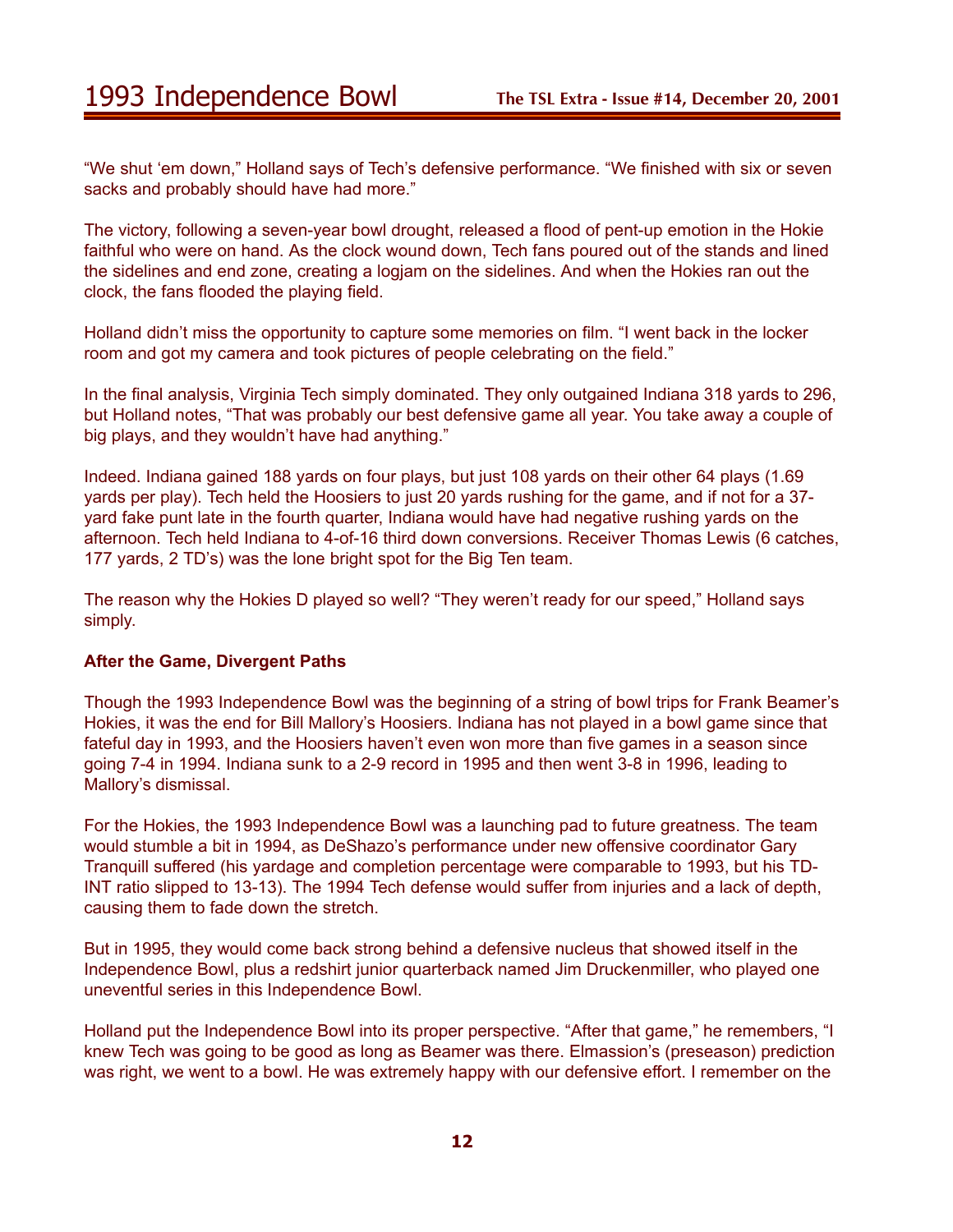“We shut ‘em down,” Holland says of Tech’s defensive performance. “We finished with six or seven sacks and probably should have had more.”

The victory, following a seven-year bowl drought, released a flood of pent-up emotion in the Hokie faithful who were on hand. As the clock wound down, Tech fans poured out of the stands and lined the sidelines and end zone, creating a logjam on the sidelines. And when the Hokies ran out the clock, the fans flooded the playing field.

Holland didn’t miss the opportunity to capture some memories on film. “I went back in the locker room and got my camera and took pictures of people celebrating on the field.”

In the final analysis, Virginia Tech simply dominated. They only outgained Indiana 318 yards to 296, but Holland notes, “That was probably our best defensive game all year. You take away a couple of big plays, and they wouldn’t have had anything.”

Indeed. Indiana gained 188 yards on four plays, but just 108 yards on their other 64 plays (1.69 yards per play). Tech held the Hoosiers to just 20 yards rushing for the game, and if not for a 37-yard fake punt late in the fourth quarter, Indiana would have had negative rushing yards on the afternoon. Tech held Indiana to 4-of-16 third down conversions. Receiver Thomas Lewis (6 catches, 177 yards, 2 TD’s) was the lone bright spot for the Big Ten team.

The reason why the Hokies D played so well? “They weren’t ready for our speed,” Holland says simply.

**After the Game, Divergent Paths**

Though the 1993 Independence Bowl was the beginning of a string of bowl trips for Frank Beamer’s Hokies, it was the end for Bill Mallory’s Hoosiers. Indiana has not played in a bowl game since that fateful day in 1993, and the Hoosiers haven’t even won more than five games in a season since going 7-4 in 1994. Indiana sunk to a 2-9 record in 1995 and then went 3-8 in 1996, leading to Mallory’s dismissal.

For the Hokies, the 1993 Independence Bowl was a launching pad to future greatness. The team would stumble a bit in 1994, as DeShazo’s performance under new offensive coordinator Gary Tranquill suffered (his yardage and completion percentage were comparable to 1993, but his TD-INT ratio slipped to 13-13). The 1994 Tech defense would suffer from injuries and a lack of depth, causing them to fade down the stretch.

But in 1995, they would come back strong behind a defensive nucleus that showed itself in the Independence Bowl, plus a redshirt junior quarterback named Jim Druckenmiller, who played one uneventful series in this Independence Bowl.

Holland put the Independence Bowl into its proper perspective. “After that game,” he remembers, “I knew Tech was going to be good as long as Beamer was there. Elmassion’s (preseason) prediction was right, we went to a bowl. He was extremely happy with our defensive effort. I remember on the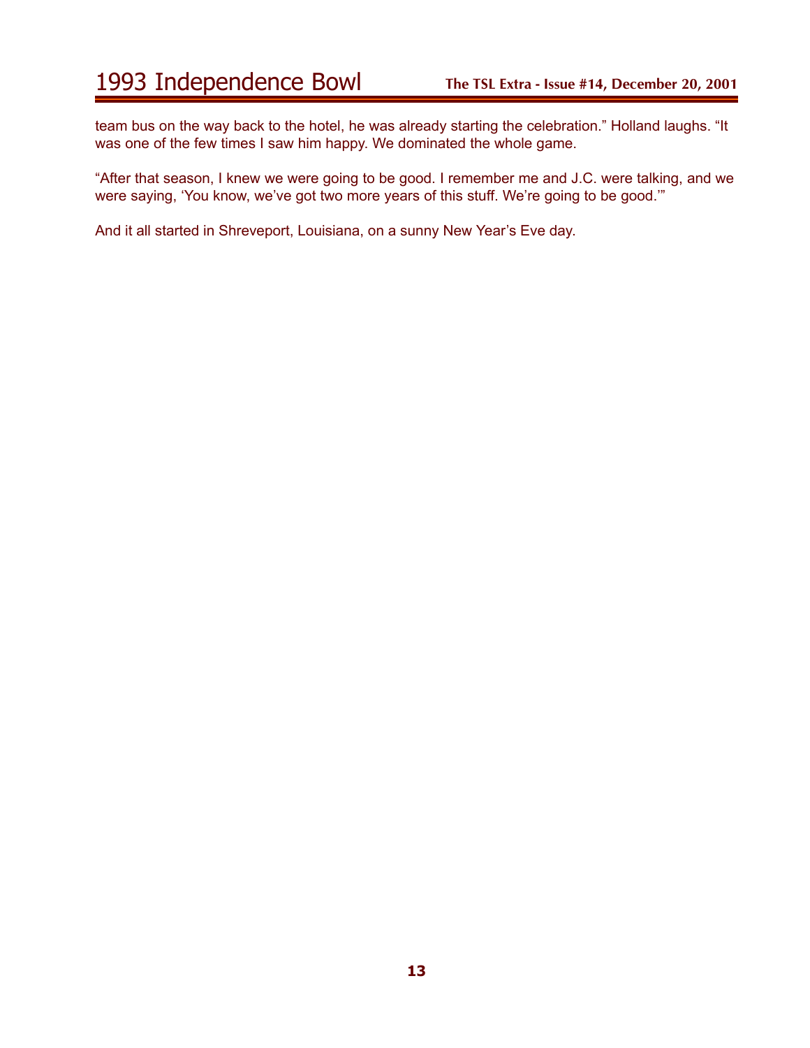team bus on the way back to the hotel, he was already starting the celebration." Holland laughs. "It was one of the few times I saw him happy. We dominated the whole game.

"After that season, I knew we were going to be good. I remember me and J.C. were talking, and we were saying, 'You know, we've got two more years of this stuff. We're going to be good.'"

And it all started in Shreveport, Louisiana, on a sunny New Year's Eve day.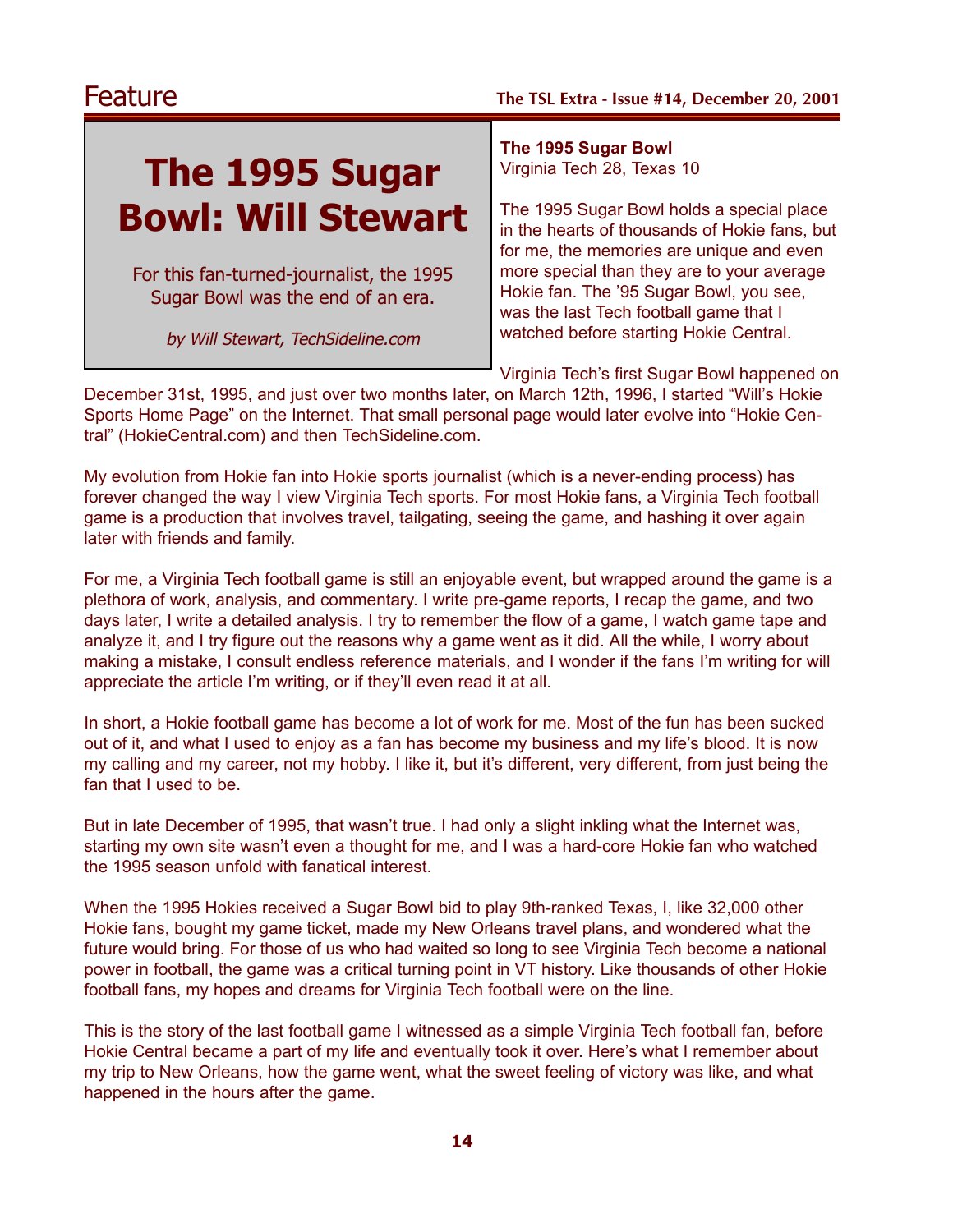# The 1995 Sugar Bowl: Will Stewart

For this fan-turned-journalist, the 1995 Sugar Bowl was the end of an era.

*by Will Stewart, TechSideline.com*

**The 1995 Sugar Bowl**
Virginia Tech 28, Texas 10

The 1995 Sugar Bowl holds a special place in the hearts of thousands of Hokie fans, but for me, the memories are unique and even more special than they are to your average Hokie fan. The '95 Sugar Bowl, you see, was the last Tech football game that I watched before starting Hokie Central.

Virginia Tech's first Sugar Bowl happened on December 31st, 1995, and just over two months later, on March 12th, 1996, I started "Will's Hokie Sports Home Page" on the Internet. That small personal page would later evolve into "Hokie Central" (HokieCentral.com) and then TechSideline.com.

My evolution from Hokie fan into Hokie sports journalist (which is a never-ending process) has forever changed the way I view Virginia Tech sports. For most Hokie fans, a Virginia Tech football game is a production that involves travel, tailgating, seeing the game, and hashing it over again later with friends and family.

For me, a Virginia Tech football game is still an enjoyable event, but wrapped around the game is a plethora of work, analysis, and commentary. I write pre-game reports, I recap the game, and two days later, I write a detailed analysis. I try to remember the flow of a game, I watch game tape and analyze it, and I try figure out the reasons why a game went as it did. All the while, I worry about making a mistake, I consult endless reference materials, and I wonder if the fans I'm writing for will appreciate the article I'm writing, or if they'll even read it at all.

In short, a Hokie football game has become a lot of work for me. Most of the fun has been sucked out of it, and what I used to enjoy as a fan has become my business and my life's blood. It is now my calling and my career, not my hobby. I like it, but it's different, very different, from just being the fan that I used to be.

But in late December of 1995, that wasn't true. I had only a slight inkling what the Internet was, starting my own site wasn't even a thought for me, and I was a hard-core Hokie fan who watched the 1995 season unfold with fanatical interest.

When the 1995 Hokies received a Sugar Bowl bid to play 9th-ranked Texas, I, like 32,000 other Hokie fans, bought my game ticket, made my New Orleans travel plans, and wondered what the future would bring. For those of us who had waited so long to see Virginia Tech become a national power in football, the game was a critical turning point in VT history. Like thousands of other Hokie football fans, my hopes and dreams for Virginia Tech football were on the line.

This is the story of the last football game I witnessed as a simple Virginia Tech football fan, before Hokie Central became a part of my life and eventually took it over. Here's what I remember about my trip to New Orleans, how the game went, what the sweet feeling of victory was like, and what happened in the hours after the game.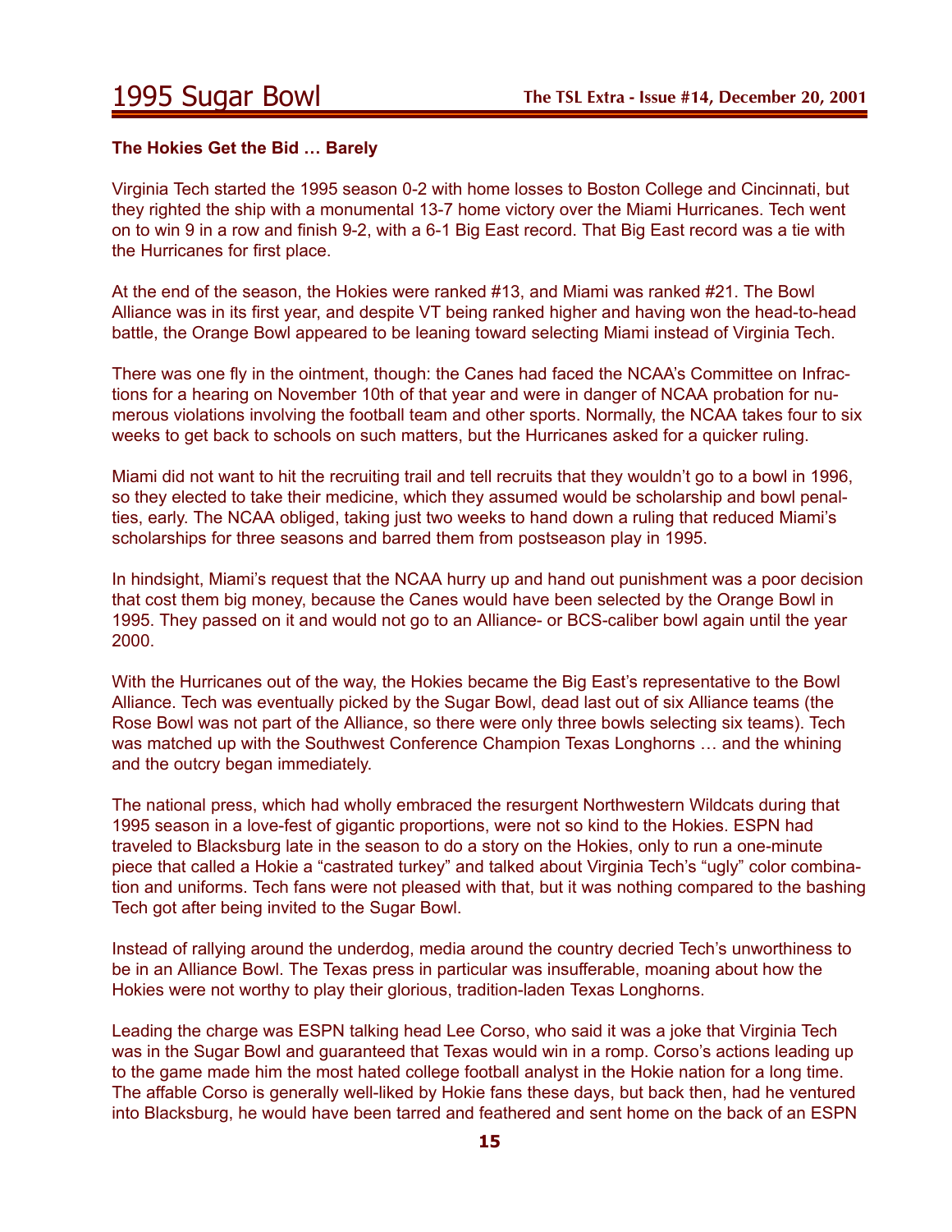### The Hokies Get the Bid … Barely

Virginia Tech started the 1995 season 0-2 with home losses to Boston College and Cincinnati, but they righted the ship with a monumental 13-7 home victory over the Miami Hurricanes. Tech went on to win 9 in a row and finish 9-2, with a 6-1 Big East record. That Big East record was a tie with the Hurricanes for first place.

At the end of the season, the Hokies were ranked #13, and Miami was ranked #21. The Bowl Alliance was in its first year, and despite VT being ranked higher and having won the head-to-head battle, the Orange Bowl appeared to be leaning toward selecting Miami instead of Virginia Tech.

There was one fly in the ointment, though: the Canes had faced the NCAA's Committee on Infractions for a hearing on November 10th of that year and were in danger of NCAA probation for numerous violations involving the football team and other sports. Normally, the NCAA takes four to six weeks to get back to schools on such matters, but the Hurricanes asked for a quicker ruling.

Miami did not want to hit the recruiting trail and tell recruits that they wouldn't go to a bowl in 1996, so they elected to take their medicine, which they assumed would be scholarship and bowl penalties, early. The NCAA obliged, taking just two weeks to hand down a ruling that reduced Miami's scholarships for three seasons and barred them from postseason play in 1995.

In hindsight, Miami's request that the NCAA hurry up and hand out punishment was a poor decision that cost them big money, because the Canes would have been selected by the Orange Bowl in 1995. They passed on it and would not go to an Alliance- or BCS-caliber bowl again until the year 2000.

With the Hurricanes out of the way, the Hokies became the Big East's representative to the Bowl Alliance. Tech was eventually picked by the Sugar Bowl, dead last out of six Alliance teams (the Rose Bowl was not part of the Alliance, so there were only three bowls selecting six teams). Tech was matched up with the Southwest Conference Champion Texas Longhorns … and the whining and the outcry began immediately.

The national press, which had wholly embraced the resurgent Northwestern Wildcats during that 1995 season in a love-fest of gigantic proportions, were not so kind to the Hokies. ESPN had traveled to Blacksburg late in the season to do a story on the Hokies, only to run a one-minute piece that called a Hokie a "castrated turkey" and talked about Virginia Tech's "ugly" color combination and uniforms. Tech fans were not pleased with that, but it was nothing compared to the bashing Tech got after being invited to the Sugar Bowl.

Instead of rallying around the underdog, media around the country decried Tech's unworthiness to be in an Alliance Bowl. The Texas press in particular was insufferable, moaning about how the Hokies were not worthy to play their glorious, tradition-laden Texas Longhorns.

Leading the charge was ESPN talking head Lee Corso, who said it was a joke that Virginia Tech was in the Sugar Bowl and guaranteed that Texas would win in a romp. Corso's actions leading up to the game made him the most hated college football analyst in the Hokie nation for a long time. The affable Corso is generally well-liked by Hokie fans these days, but back then, had he ventured into Blacksburg, he would have been tarred and feathered and sent home on the back of an ESPN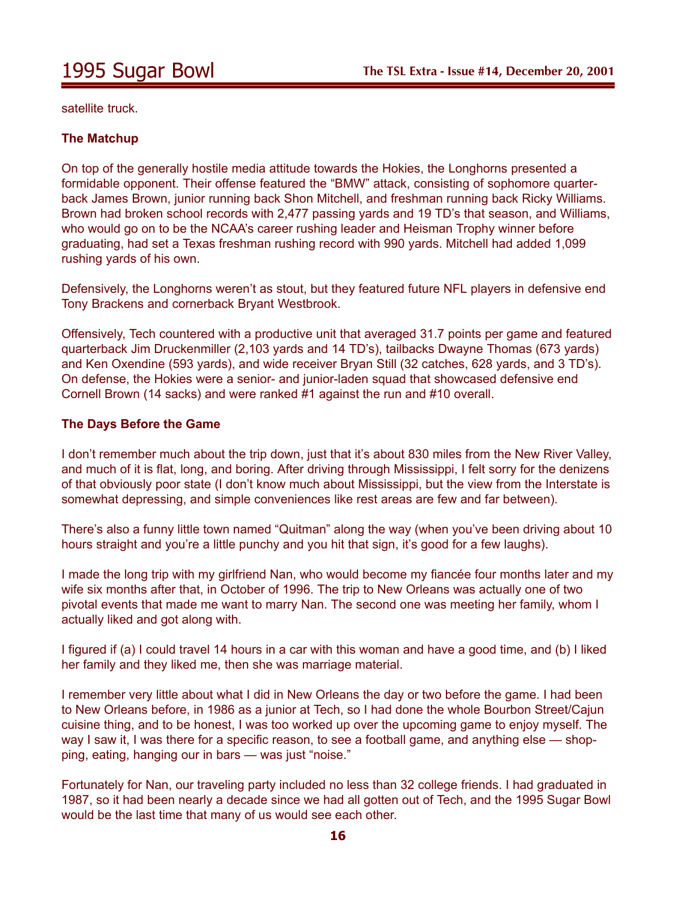satellite truck.

**The Matchup**

On top of the generally hostile media attitude towards the Hokies, the Longhorns presented a formidable opponent. Their offense featured the "BMW" attack, consisting of sophomore quarterback James Brown, junior running back Shon Mitchell, and freshman running back Ricky Williams. Brown had broken school records with 2,477 passing yards and 19 TD's that season, and Williams, who would go on to be the NCAA's career rushing leader and Heisman Trophy winner before graduating, had set a Texas freshman rushing record with 990 yards. Mitchell had added 1,099 rushing yards of his own.

Defensively, the Longhorns weren't as stout, but they featured future NFL players in defensive end Tony Brackens and cornerback Bryant Westbrook.

Offensively, Tech countered with a productive unit that averaged 31.7 points per game and featured quarterback Jim Druckenmiller (2,103 yards and 14 TD's), tailbacks Dwayne Thomas (673 yards) and Ken Oxendine (593 yards), and wide receiver Bryan Still (32 catches, 628 yards, and 3 TD's). On defense, the Hokies were a senior- and junior-laden squad that showcased defensive end Cornell Brown (14 sacks) and were ranked #1 against the run and #10 overall.

**The Days Before the Game**

I don't remember much about the trip down, just that it's about 830 miles from the New River Valley, and much of it is flat, long, and boring. After driving through Mississippi, I felt sorry for the denizens of that obviously poor state (I don't know much about Mississippi, but the view from the Interstate is somewhat depressing, and simple conveniences like rest areas are few and far between).

There's also a funny little town named "Quitman" along the way (when you've been driving about 10 hours straight and you're a little punchy and you hit that sign, it's good for a few laughs).

I made the long trip with my girlfriend Nan, who would become my fiancée four months later and my wife six months after that, in October of 1996. The trip to New Orleans was actually one of two pivotal events that made me want to marry Nan. The second one was meeting her family, whom I actually liked and got along with.

I figured if (a) I could travel 14 hours in a car with this woman and have a good time, and (b) I liked her family and they liked me, then she was marriage material.

I remember very little about what I did in New Orleans the day or two before the game. I had been to New Orleans before, in 1986 as a junior at Tech, so I had done the whole Bourbon Street/Cajun cuisine thing, and to be honest, I was too worked up over the upcoming game to enjoy myself. The way I saw it, I was there for a specific reason, to see a football game, and anything else — shopping, eating, hanging our in bars — was just "noise."

Fortunately for Nan, our traveling party included no less than 32 college friends. I had graduated in 1987, so it had been nearly a decade since we had all gotten out of Tech, and the 1995 Sugar Bowl would be the last time that many of us would see each other.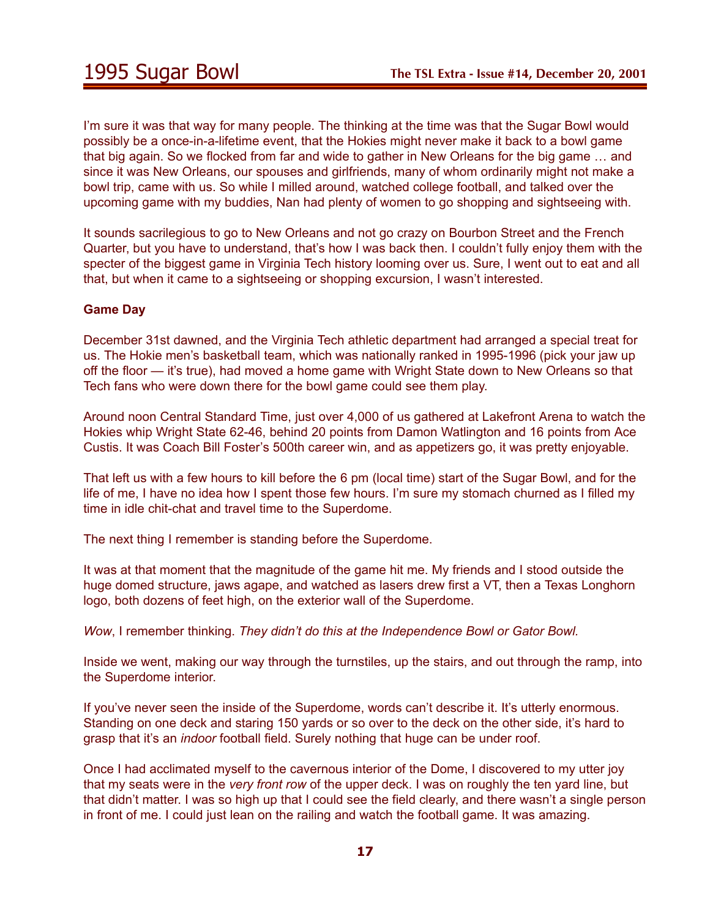I'm sure it was that way for many people. The thinking at the time was that the Sugar Bowl would possibly be a once-in-a-lifetime event, that the Hokies might never make it back to a bowl game that big again. So we flocked from far and wide to gather in New Orleans for the big game … and since it was New Orleans, our spouses and girlfriends, many of whom ordinarily might not make a bowl trip, came with us. So while I milled around, watched college football, and talked over the upcoming game with my buddies, Nan had plenty of women to go shopping and sightseeing with.

It sounds sacrilegious to go to New Orleans and not go crazy on Bourbon Street and the French Quarter, but you have to understand, that's how I was back then. I couldn't fully enjoy them with the specter of the biggest game in Virginia Tech history looming over us. Sure, I went out to eat and all that, but when it came to a sightseeing or shopping excursion, I wasn't interested.

**Game Day**

December 31st dawned, and the Virginia Tech athletic department had arranged a special treat for us. The Hokie men's basketball team, which was nationally ranked in 1995-1996 (pick your jaw up off the floor — it's true), had moved a home game with Wright State down to New Orleans so that Tech fans who were down there for the bowl game could see them play.

Around noon Central Standard Time, just over 4,000 of us gathered at Lakefront Arena to watch the Hokies whip Wright State 62-46, behind 20 points from Damon Watlington and 16 points from Ace Custis. It was Coach Bill Foster's 500th career win, and as appetizers go, it was pretty enjoyable.

That left us with a few hours to kill before the 6 pm (local time) start of the Sugar Bowl, and for the life of me, I have no idea how I spent those few hours. I'm sure my stomach churned as I filled my time in idle chit-chat and travel time to the Superdome.

The next thing I remember is standing before the Superdome.

It was at that moment that the magnitude of the game hit me. My friends and I stood outside the huge domed structure, jaws agape, and watched as lasers drew first a VT, then a Texas Longhorn logo, both dozens of feet high, on the exterior wall of the Superdome.

*Wow*, I remember thinking. *They didn't do this at the Independence Bowl or Gator Bowl.*

Inside we went, making our way through the turnstiles, up the stairs, and out through the ramp, into the Superdome interior.

If you've never seen the inside of the Superdome, words can't describe it. It's utterly enormous. Standing on one deck and staring 150 yards or so over to the deck on the other side, it's hard to grasp that it's an *indoor* football field. Surely nothing that huge can be under roof.

Once I had acclimated myself to the cavernous interior of the Dome, I discovered to my utter joy that my seats were in the *very front row* of the upper deck. I was on roughly the ten yard line, but that didn't matter. I was so high up that I could see the field clearly, and there wasn't a single person in front of me. I could just lean on the railing and watch the football game. It was amazing.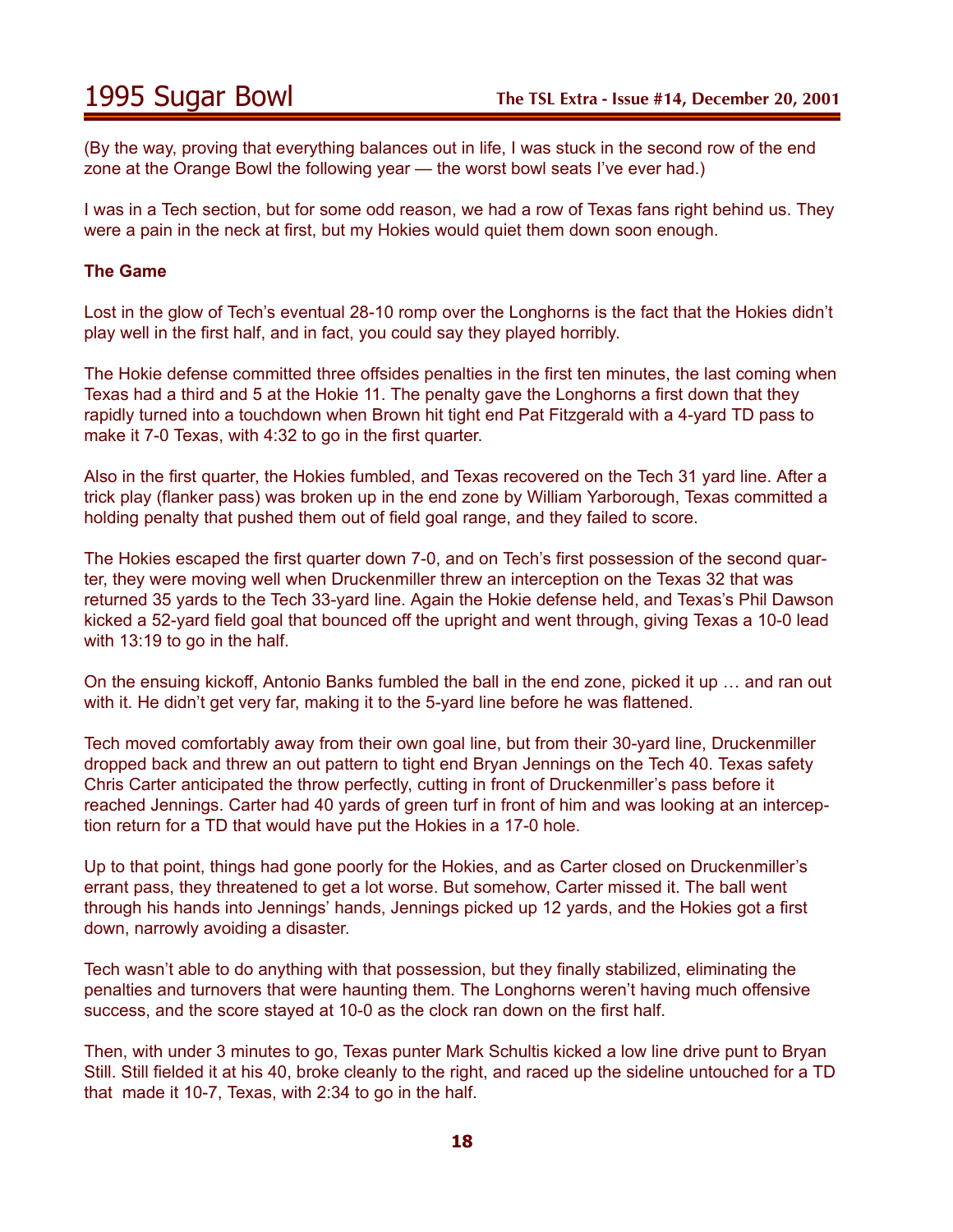(By the way, proving that everything balances out in life, I was stuck in the second row of the end zone at the Orange Bowl the following year — the worst bowl seats I've ever had.)

I was in a Tech section, but for some odd reason, we had a row of Texas fans right behind us. They were a pain in the neck at first, but my Hokies would quiet them down soon enough.

**The Game**

Lost in the glow of Tech's eventual 28-10 romp over the Longhorns is the fact that the Hokies didn't play well in the first half, and in fact, you could say they played horribly.

The Hokie defense committed three offsides penalties in the first ten minutes, the last coming when Texas had a third and 5 at the Hokie 11. The penalty gave the Longhorns a first down that they rapidly turned into a touchdown when Brown hit tight end Pat Fitzgerald with a 4-yard TD pass to make it 7-0 Texas, with 4:32 to go in the first quarter.

Also in the first quarter, the Hokies fumbled, and Texas recovered on the Tech 31 yard line. After a trick play (flanker pass) was broken up in the end zone by William Yarborough, Texas committed a holding penalty that pushed them out of field goal range, and they failed to score.

The Hokies escaped the first quarter down 7-0, and on Tech's first possession of the second quarter, they were moving well when Druckenmiller threw an interception on the Texas 32 that was returned 35 yards to the Tech 33-yard line. Again the Hokie defense held, and Texas's Phil Dawson kicked a 52-yard field goal that bounced off the upright and went through, giving Texas a 10-0 lead with 13:19 to go in the half.

On the ensuing kickoff, Antonio Banks fumbled the ball in the end zone, picked it up … and ran out with it. He didn't get very far, making it to the 5-yard line before he was flattened.

Tech moved comfortably away from their own goal line, but from their 30-yard line, Druckenmiller dropped back and threw an out pattern to tight end Bryan Jennings on the Tech 40. Texas safety Chris Carter anticipated the throw perfectly, cutting in front of Druckenmiller's pass before it reached Jennings. Carter had 40 yards of green turf in front of him and was looking at an interception return for a TD that would have put the Hokies in a 17-0 hole.

Up to that point, things had gone poorly for the Hokies, and as Carter closed on Druckenmiller's errant pass, they threatened to get a lot worse. But somehow, Carter missed it. The ball went through his hands into Jennings' hands, Jennings picked up 12 yards, and the Hokies got a first down, narrowly avoiding a disaster.

Tech wasn't able to do anything with that possession, but they finally stabilized, eliminating the penalties and turnovers that were haunting them. The Longhorns weren't having much offensive success, and the score stayed at 10-0 as the clock ran down on the first half.

Then, with under 3 minutes to go, Texas punter Mark Schultis kicked a low line drive punt to Bryan Still. Still fielded it at his 40, broke cleanly to the right, and raced up the sideline untouched for a TD that made it 10-7, Texas, with 2:34 to go in the half.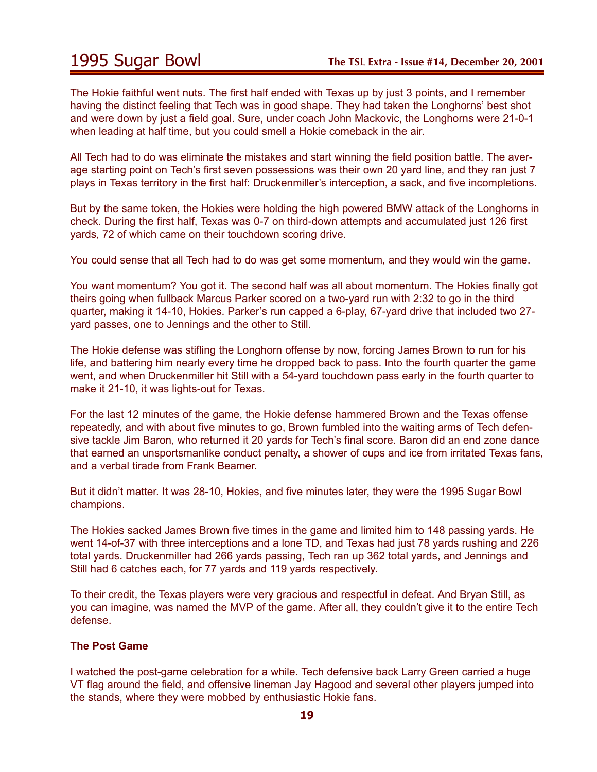The Hokie faithful went nuts. The first half ended with Texas up by just 3 points, and I remember having the distinct feeling that Tech was in good shape. They had taken the Longhorns' best shot and were down by just a field goal. Sure, under coach John Mackovic, the Longhorns were 21-0-1 when leading at half time, but you could smell a Hokie comeback in the air.

All Tech had to do was eliminate the mistakes and start winning the field position battle. The average starting point on Tech's first seven possessions was their own 20 yard line, and they ran just 7 plays in Texas territory in the first half: Druckenmiller's interception, a sack, and five incompletions.

But by the same token, the Hokies were holding the high powered BMW attack of the Longhorns in check. During the first half, Texas was 0-7 on third-down attempts and accumulated just 126 first yards, 72 of which came on their touchdown scoring drive.

You could sense that all Tech had to do was get some momentum, and they would win the game.

You want momentum? You got it. The second half was all about momentum. The Hokies finally got theirs going when fullback Marcus Parker scored on a two-yard run with 2:32 to go in the third quarter, making it 14-10, Hokies. Parker's run capped a 6-play, 67-yard drive that included two 27-yard passes, one to Jennings and the other to Still.

The Hokie defense was stifling the Longhorn offense by now, forcing James Brown to run for his life, and battering him nearly every time he dropped back to pass. Into the fourth quarter the game went, and when Druckenmiller hit Still with a 54-yard touchdown pass early in the fourth quarter to make it 21-10, it was lights-out for Texas.

For the last 12 minutes of the game, the Hokie defense hammered Brown and the Texas offense repeatedly, and with about five minutes to go, Brown fumbled into the waiting arms of Tech defensive tackle Jim Baron, who returned it 20 yards for Tech's final score. Baron did an end zone dance that earned an unsportsmanlike conduct penalty, a shower of cups and ice from irritated Texas fans, and a verbal tirade from Frank Beamer.

But it didn't matter. It was 28-10, Hokies, and five minutes later, they were the 1995 Sugar Bowl champions.

The Hokies sacked James Brown five times in the game and limited him to 148 passing yards. He went 14-of-37 with three interceptions and a lone TD, and Texas had just 78 yards rushing and 226 total yards. Druckenmiller had 266 yards passing, Tech ran up 362 total yards, and Jennings and Still had 6 catches each, for 77 yards and 119 yards respectively.

To their credit, the Texas players were very gracious and respectful in defeat. And Bryan Still, as you can imagine, was named the MVP of the game. After all, they couldn't give it to the entire Tech defense.

### The Post Game

I watched the post-game celebration for a while. Tech defensive back Larry Green carried a huge VT flag around the field, and offensive lineman Jay Hagood and several other players jumped into the stands, where they were mobbed by enthusiastic Hokie fans.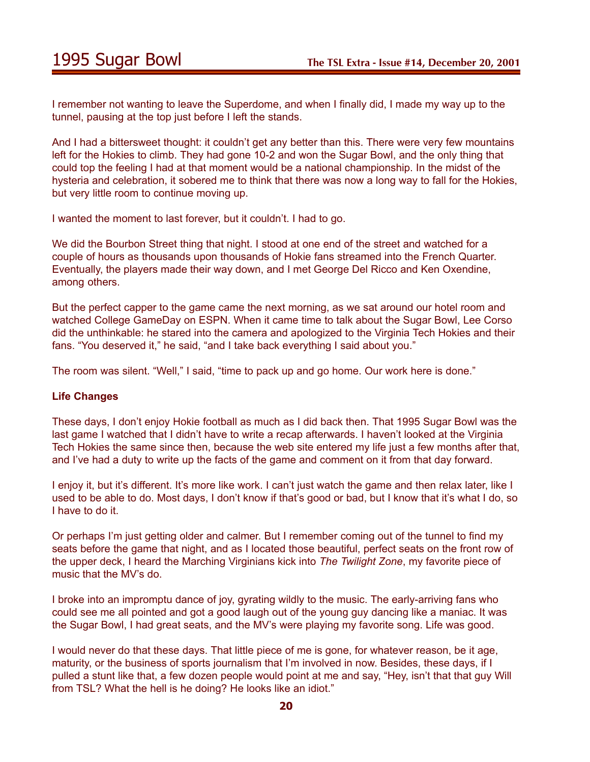I remember not wanting to leave the Superdome, and when I finally did, I made my way up to the tunnel, pausing at the top just before I left the stands.

And I had a bittersweet thought: it couldn't get any better than this. There were very few mountains left for the Hokies to climb. They had gone 10-2 and won the Sugar Bowl, and the only thing that could top the feeling I had at that moment would be a national championship. In the midst of the hysteria and celebration, it sobered me to think that there was now a long way to fall for the Hokies, but very little room to continue moving up.

I wanted the moment to last forever, but it couldn't. I had to go.

We did the Bourbon Street thing that night. I stood at one end of the street and watched for a couple of hours as thousands upon thousands of Hokie fans streamed into the French Quarter. Eventually, the players made their way down, and I met George Del Ricco and Ken Oxendine, among others.

But the perfect capper to the game came the next morning, as we sat around our hotel room and watched College GameDay on ESPN. When it came time to talk about the Sugar Bowl, Lee Corso did the unthinkable: he stared into the camera and apologized to the Virginia Tech Hokies and their fans. "You deserved it," he said, "and I take back everything I said about you."

The room was silent. "Well," I said, "time to pack up and go home. Our work here is done."

**Life Changes**

These days, I don't enjoy Hokie football as much as I did back then. That 1995 Sugar Bowl was the last game I watched that I didn't have to write a recap afterwards. I haven't looked at the Virginia Tech Hokies the same since then, because the web site entered my life just a few months after that, and I've had a duty to write up the facts of the game and comment on it from that day forward.

I enjoy it, but it's different. It's more like work. I can't just watch the game and then relax later, like I used to be able to do. Most days, I don't know if that's good or bad, but I know that it's what I do, so I have to do it.

Or perhaps I'm just getting older and calmer. But I remember coming out of the tunnel to find my seats before the game that night, and as I located those beautiful, perfect seats on the front row of the upper deck, I heard the Marching Virginians kick into *The Twilight Zone*, my favorite piece of music that the MV's do.

I broke into an impromptu dance of joy, gyrating wildly to the music. The early-arriving fans who could see me all pointed and got a good laugh out of the young guy dancing like a maniac. It was the Sugar Bowl, I had great seats, and the MV's were playing my favorite song. Life was good.

I would never do that these days. That little piece of me is gone, for whatever reason, be it age, maturity, or the business of sports journalism that I'm involved in now. Besides, these days, if I pulled a stunt like that, a few dozen people would point at me and say, "Hey, isn't that that guy Will from TSL? What the hell is he doing? He looks like an idiot."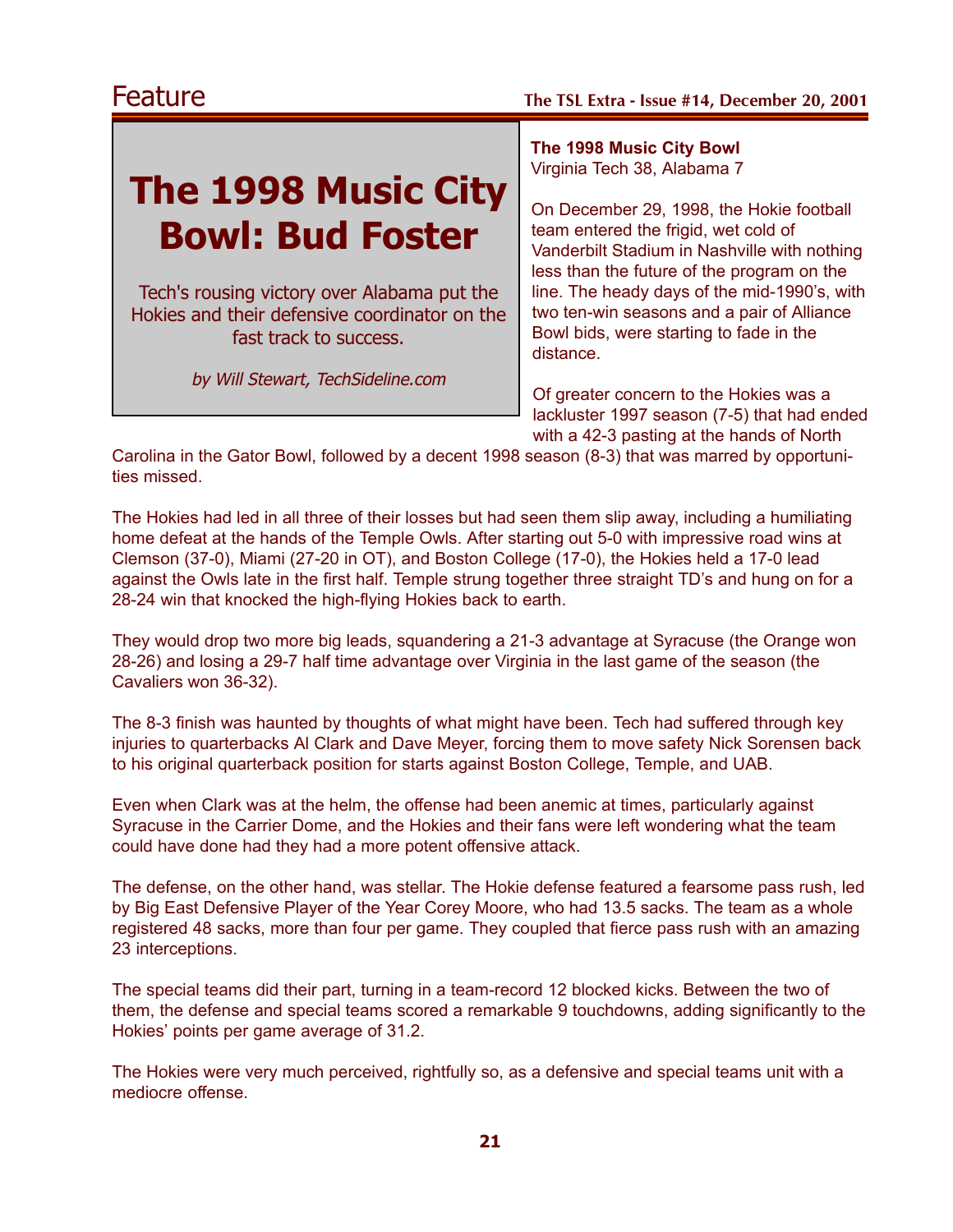# The 1998 Music City Bowl: Bud Foster

Tech's rousing victory over Alabama put the Hokies and their defensive coordinator on the fast track to success.

*by Will Stewart, TechSideline.com*

**The 1998 Music City Bowl**
Virginia Tech 38, Alabama 7

On December 29, 1998, the Hokie football team entered the frigid, wet cold of Vanderbilt Stadium in Nashville with nothing less than the future of the program on the line. The heady days of the mid-1990's, with two ten-win seasons and a pair of Alliance Bowl bids, were starting to fade in the distance.

Of greater concern to the Hokies was a lackluster 1997 season (7-5) that had ended with a 42-3 pasting at the hands of North Carolina in the Gator Bowl, followed by a decent 1998 season (8-3) that was marred by opportunities missed.

The Hokies had led in all three of their losses but had seen them slip away, including a humiliating home defeat at the hands of the Temple Owls. After starting out 5-0 with impressive road wins at Clemson (37-0), Miami (27-20 in OT), and Boston College (17-0), the Hokies held a 17-0 lead against the Owls late in the first half. Temple strung together three straight TD's and hung on for a 28-24 win that knocked the high-flying Hokies back to earth.

They would drop two more big leads, squandering a 21-3 advantage at Syracuse (the Orange won 28-26) and losing a 29-7 half time advantage over Virginia in the last game of the season (the Cavaliers won 36-32).

The 8-3 finish was haunted by thoughts of what might have been. Tech had suffered through key injuries to quarterbacks Al Clark and Dave Meyer, forcing them to move safety Nick Sorensen back to his original quarterback position for starts against Boston College, Temple, and UAB.

Even when Clark was at the helm, the offense had been anemic at times, particularly against Syracuse in the Carrier Dome, and the Hokies and their fans were left wondering what the team could have done had they had a more potent offensive attack.

The defense, on the other hand, was stellar. The Hokie defense featured a fearsome pass rush, led by Big East Defensive Player of the Year Corey Moore, who had 13.5 sacks. The team as a whole registered 48 sacks, more than four per game. They coupled that fierce pass rush with an amazing 23 interceptions.

The special teams did their part, turning in a team-record 12 blocked kicks. Between the two of them, the defense and special teams scored a remarkable 9 touchdowns, adding significantly to the Hokies' points per game average of 31.2.

The Hokies were very much perceived, rightfully so, as a defensive and special teams unit with a mediocre offense.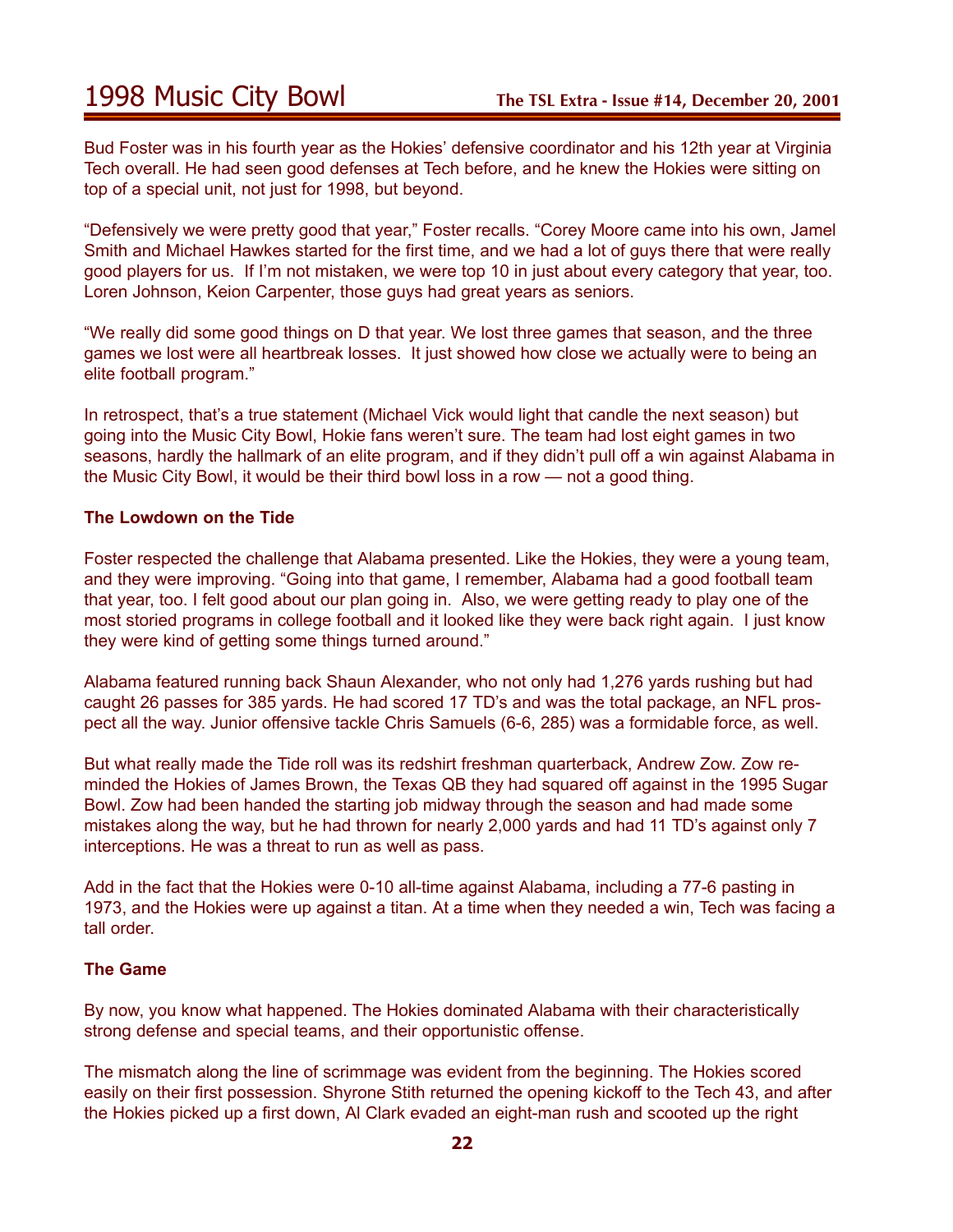Bud Foster was in his fourth year as the Hokies' defensive coordinator and his 12th year at Virginia Tech overall. He had seen good defenses at Tech before, and he knew the Hokies were sitting on top of a special unit, not just for 1998, but beyond.

"Defensively we were pretty good that year," Foster recalls. "Corey Moore came into his own, Jamel Smith and Michael Hawkes started for the first time, and we had a lot of guys there that were really good players for us. If I'm not mistaken, we were top 10 in just about every category that year, too. Loren Johnson, Keion Carpenter, those guys had great years as seniors.

"We really did some good things on D that year. We lost three games that season, and the three games we lost were all heartbreak losses. It just showed how close we actually were to being an elite football program."

In retrospect, that's a true statement (Michael Vick would light that candle the next season) but going into the Music City Bowl, Hokie fans weren't sure. The team had lost eight games in two seasons, hardly the hallmark of an elite program, and if they didn't pull off a win against Alabama in the Music City Bowl, it would be their third bowl loss in a row — not a good thing.

**The Lowdown on the Tide**

Foster respected the challenge that Alabama presented. Like the Hokies, they were a young team, and they were improving. "Going into that game, I remember, Alabama had a good football team that year, too. I felt good about our plan going in. Also, we were getting ready to play one of the most storied programs in college football and it looked like they were back right again. I just know they were kind of getting some things turned around."

Alabama featured running back Shaun Alexander, who not only had 1,276 yards rushing but had caught 26 passes for 385 yards. He had scored 17 TD's and was the total package, an NFL prospect all the way. Junior offensive tackle Chris Samuels (6-6, 285) was a formidable force, as well.

But what really made the Tide roll was its redshirt freshman quarterback, Andrew Zow. Zow reminded the Hokies of James Brown, the Texas QB they had squared off against in the 1995 Sugar Bowl. Zow had been handed the starting job midway through the season and had made some mistakes along the way, but he had thrown for nearly 2,000 yards and had 11 TD's against only 7 interceptions. He was a threat to run as well as pass.

Add in the fact that the Hokies were 0-10 all-time against Alabama, including a 77-6 pasting in 1973, and the Hokies were up against a titan. At a time when they needed a win, Tech was facing a tall order.

**The Game**

By now, you know what happened. The Hokies dominated Alabama with their characteristically strong defense and special teams, and their opportunistic offense.

The mismatch along the line of scrimmage was evident from the beginning. The Hokies scored easily on their first possession. Shyrone Stith returned the opening kickoff to the Tech 43, and after the Hokies picked up a first down, Al Clark evaded an eight-man rush and scooted up the right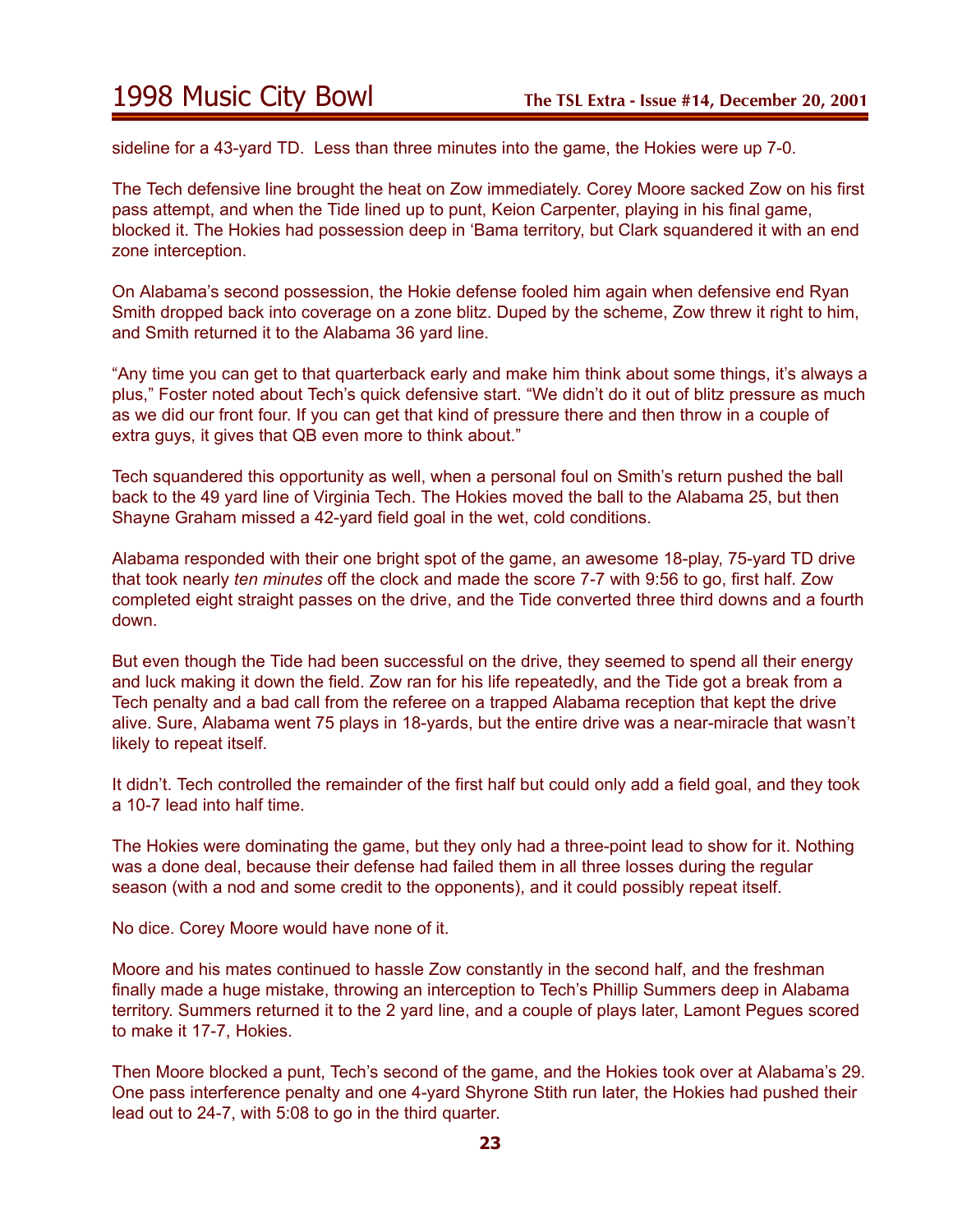sideline for a 43-yard TD. Less than three minutes into the game, the Hokies were up 7-0.

The Tech defensive line brought the heat on Zow immediately. Corey Moore sacked Zow on his first pass attempt, and when the Tide lined up to punt, Keion Carpenter, playing in his final game, blocked it. The Hokies had possession deep in 'Bama territory, but Clark squandered it with an end zone interception.

On Alabama's second possession, the Hokie defense fooled him again when defensive end Ryan Smith dropped back into coverage on a zone blitz. Duped by the scheme, Zow threw it right to him, and Smith returned it to the Alabama 36 yard line.

"Any time you can get to that quarterback early and make him think about some things, it's always a plus," Foster noted about Tech's quick defensive start. "We didn't do it out of blitz pressure as much as we did our front four. If you can get that kind of pressure there and then throw in a couple of extra guys, it gives that QB even more to think about."

Tech squandered this opportunity as well, when a personal foul on Smith's return pushed the ball back to the 49 yard line of Virginia Tech. The Hokies moved the ball to the Alabama 25, but then Shayne Graham missed a 42-yard field goal in the wet, cold conditions.

Alabama responded with their one bright spot of the game, an awesome 18-play, 75-yard TD drive that took nearly *ten minutes* off the clock and made the score 7-7 with 9:56 to go, first half. Zow completed eight straight passes on the drive, and the Tide converted three third downs and a fourth down.

But even though the Tide had been successful on the drive, they seemed to spend all their energy and luck making it down the field. Zow ran for his life repeatedly, and the Tide got a break from a Tech penalty and a bad call from the referee on a trapped Alabama reception that kept the drive alive. Sure, Alabama went 75 plays in 18-yards, but the entire drive was a near-miracle that wasn't likely to repeat itself.

It didn't. Tech controlled the remainder of the first half but could only add a field goal, and they took a 10-7 lead into half time.

The Hokies were dominating the game, but they only had a three-point lead to show for it. Nothing was a done deal, because their defense had failed them in all three losses during the regular season (with a nod and some credit to the opponents), and it could possibly repeat itself.

No dice. Corey Moore would have none of it.

Moore and his mates continued to hassle Zow constantly in the second half, and the freshman finally made a huge mistake, throwing an interception to Tech's Phillip Summers deep in Alabama territory. Summers returned it to the 2 yard line, and a couple of plays later, Lamont Pegues scored to make it 17-7, Hokies.

Then Moore blocked a punt, Tech's second of the game, and the Hokies took over at Alabama's 29. One pass interference penalty and one 4-yard Shyrone Stith run later, the Hokies had pushed their lead out to 24-7, with 5:08 to go in the third quarter.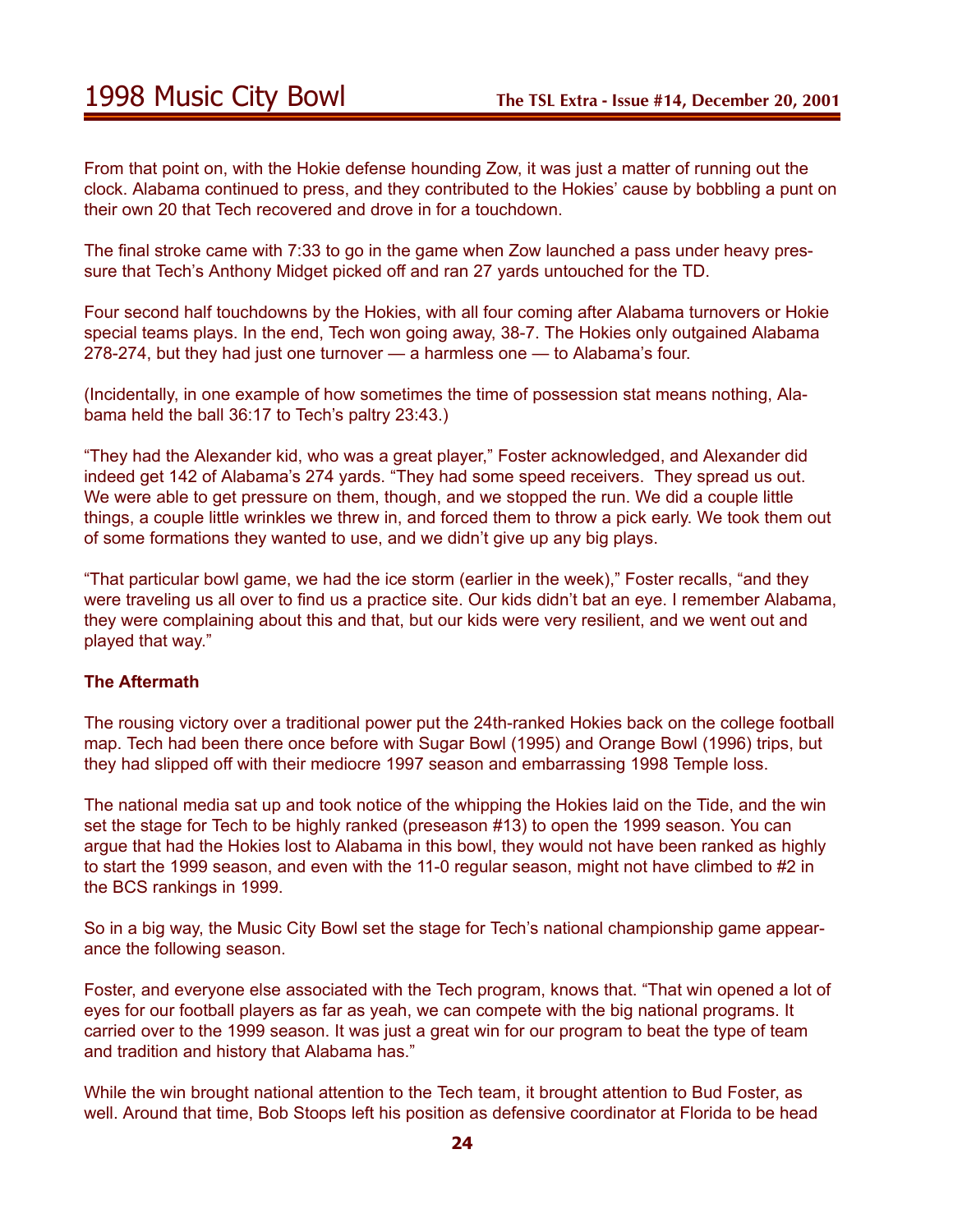From that point on, with the Hokie defense hounding Zow, it was just a matter of running out the clock. Alabama continued to press, and they contributed to the Hokies' cause by bobbling a punt on their own 20 that Tech recovered and drove in for a touchdown.

The final stroke came with 7:33 to go in the game when Zow launched a pass under heavy pressure that Tech's Anthony Midget picked off and ran 27 yards untouched for the TD.

Four second half touchdowns by the Hokies, with all four coming after Alabama turnovers or Hokie special teams plays. In the end, Tech won going away, 38-7. The Hokies only outgained Alabama 278-274, but they had just one turnover — a harmless one — to Alabama's four.

(Incidentally, in one example of how sometimes the time of possession stat means nothing, Alabama held the ball 36:17 to Tech's paltry 23:43.)

"They had the Alexander kid, who was a great player," Foster acknowledged, and Alexander did indeed get 142 of Alabama's 274 yards. "They had some speed receivers. They spread us out. We were able to get pressure on them, though, and we stopped the run. We did a couple little things, a couple little wrinkles we threw in, and forced them to throw a pick early. We took them out of some formations they wanted to use, and we didn't give up any big plays.

"That particular bowl game, we had the ice storm (earlier in the week)," Foster recalls, "and they were traveling us all over to find us a practice site. Our kids didn't bat an eye. I remember Alabama, they were complaining about this and that, but our kids were very resilient, and we went out and played that way."

**The Aftermath**

The rousing victory over a traditional power put the 24th-ranked Hokies back on the college football map. Tech had been there once before with Sugar Bowl (1995) and Orange Bowl (1996) trips, but they had slipped off with their mediocre 1997 season and embarrassing 1998 Temple loss.

The national media sat up and took notice of the whipping the Hokies laid on the Tide, and the win set the stage for Tech to be highly ranked (preseason #13) to open the 1999 season. You can argue that had the Hokies lost to Alabama in this bowl, they would not have been ranked as highly to start the 1999 season, and even with the 11-0 regular season, might not have climbed to #2 in the BCS rankings in 1999.

So in a big way, the Music City Bowl set the stage for Tech's national championship game appearance the following season.

Foster, and everyone else associated with the Tech program, knows that. "That win opened a lot of eyes for our football players as far as yeah, we can compete with the big national programs. It carried over to the 1999 season. It was just a great win for our program to beat the type of team and tradition and history that Alabama has."

While the win brought national attention to the Tech team, it brought attention to Bud Foster, as well. Around that time, Bob Stoops left his position as defensive coordinator at Florida to be head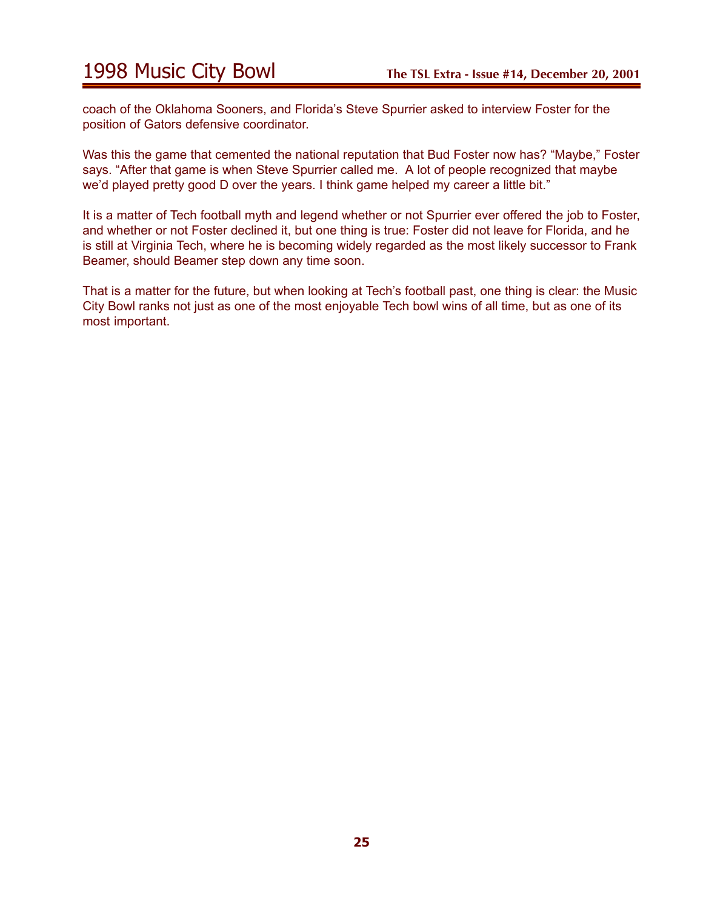coach of the Oklahoma Sooners, and Florida's Steve Spurrier asked to interview Foster for the position of Gators defensive coordinator.

Was this the game that cemented the national reputation that Bud Foster now has? "Maybe," Foster says. "After that game is when Steve Spurrier called me.  A lot of people recognized that maybe we'd played pretty good D over the years. I think game helped my career a little bit."

It is a matter of Tech football myth and legend whether or not Spurrier ever offered the job to Foster, and whether or not Foster declined it, but one thing is true: Foster did not leave for Florida, and he is still at Virginia Tech, where he is becoming widely regarded as the most likely successor to Frank Beamer, should Beamer step down any time soon.

That is a matter for the future, but when looking at Tech's football past, one thing is clear: the Music City Bowl ranks not just as one of the most enjoyable Tech bowl wins of all time, but as one of its most important.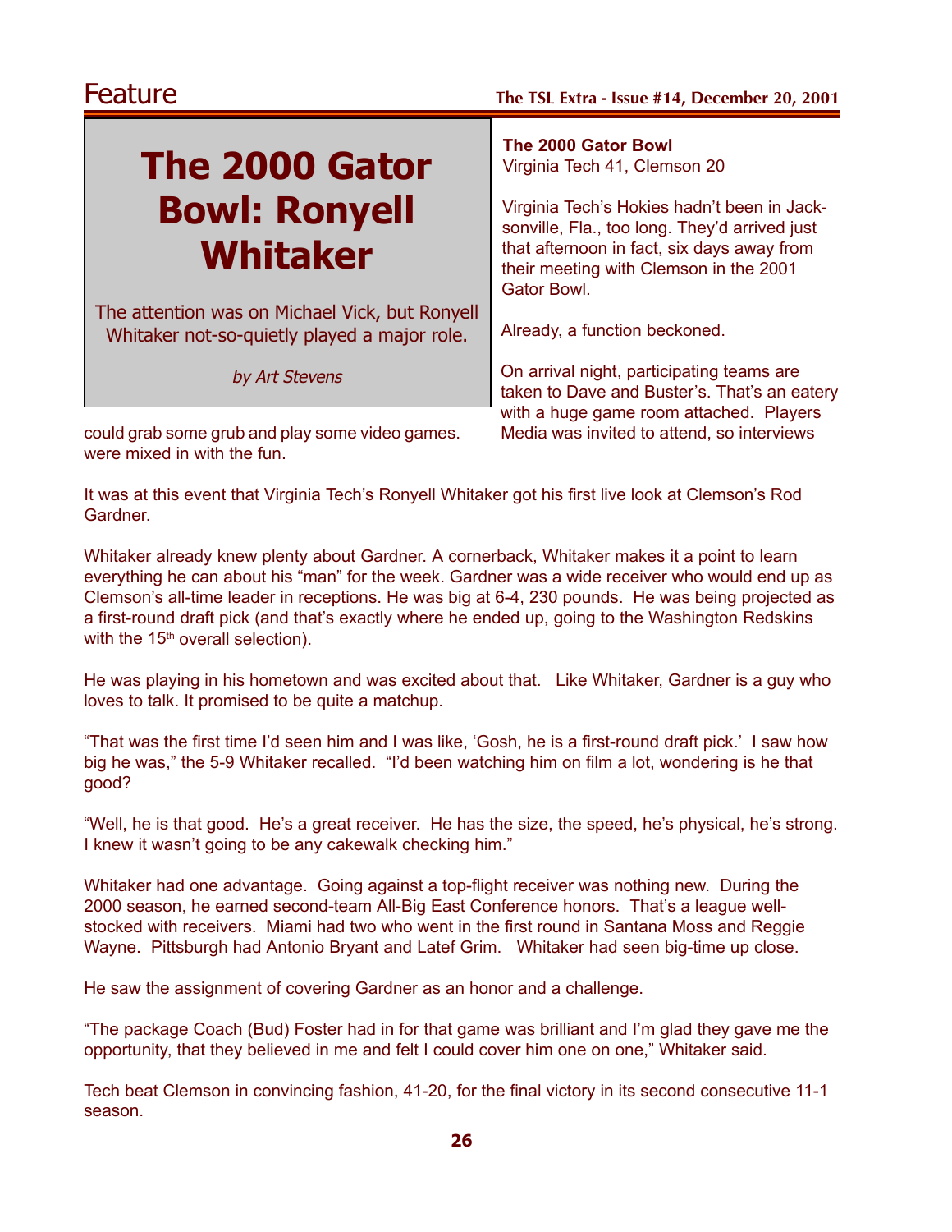# The 2000 Gator Bowl: Ronyell Whitaker

The attention was on Michael Vick, but Ronyell Whitaker not-so-quietly played a major role.

*by Art Stevens*

**The 2000 Gator Bowl**
Virginia Tech 41, Clemson 20

Virginia Tech's Hokies hadn't been in Jacksonville, Fla., too long. They'd arrived just that afternoon in fact, six days away from their meeting with Clemson in the 2001 Gator Bowl.

Already, a function beckoned.

On arrival night, participating teams are taken to Dave and Buster's. That's an eatery with a huge game room attached. Players could grab some grub and play some video games. Media was invited to attend, so interviews were mixed in with the fun.

It was at this event that Virginia Tech's Ronyell Whitaker got his first live look at Clemson's Rod Gardner.

Whitaker already knew plenty about Gardner. A cornerback, Whitaker makes it a point to learn everything he can about his "man" for the week. Gardner was a wide receiver who would end up as Clemson's all-time leader in receptions. He was big at 6-4, 230 pounds. He was being projected as a first-round draft pick (and that's exactly where he ended up, going to the Washington Redskins with the 15th overall selection).

He was playing in his hometown and was excited about that. Like Whitaker, Gardner is a guy who loves to talk. It promised to be quite a matchup.

"That was the first time I'd seen him and I was like, 'Gosh, he is a first-round draft pick.' I saw how big he was," the 5-9 Whitaker recalled. "I'd been watching him on film a lot, wondering is he that good?

"Well, he is that good. He's a great receiver. He has the size, the speed, he's physical, he's strong. I knew it wasn't going to be any cakewalk checking him."

Whitaker had one advantage. Going against a top-flight receiver was nothing new. During the 2000 season, he earned second-team All-Big East Conference honors. That's a league well-stocked with receivers. Miami had two who went in the first round in Santana Moss and Reggie Wayne. Pittsburgh had Antonio Bryant and Latef Grim. Whitaker had seen big-time up close.

He saw the assignment of covering Gardner as an honor and a challenge.

"The package Coach (Bud) Foster had in for that game was brilliant and I'm glad they gave me the opportunity, that they believed in me and felt I could cover him one on one," Whitaker said.

Tech beat Clemson in convincing fashion, 41-20, for the final victory in its second consecutive 11-1 season.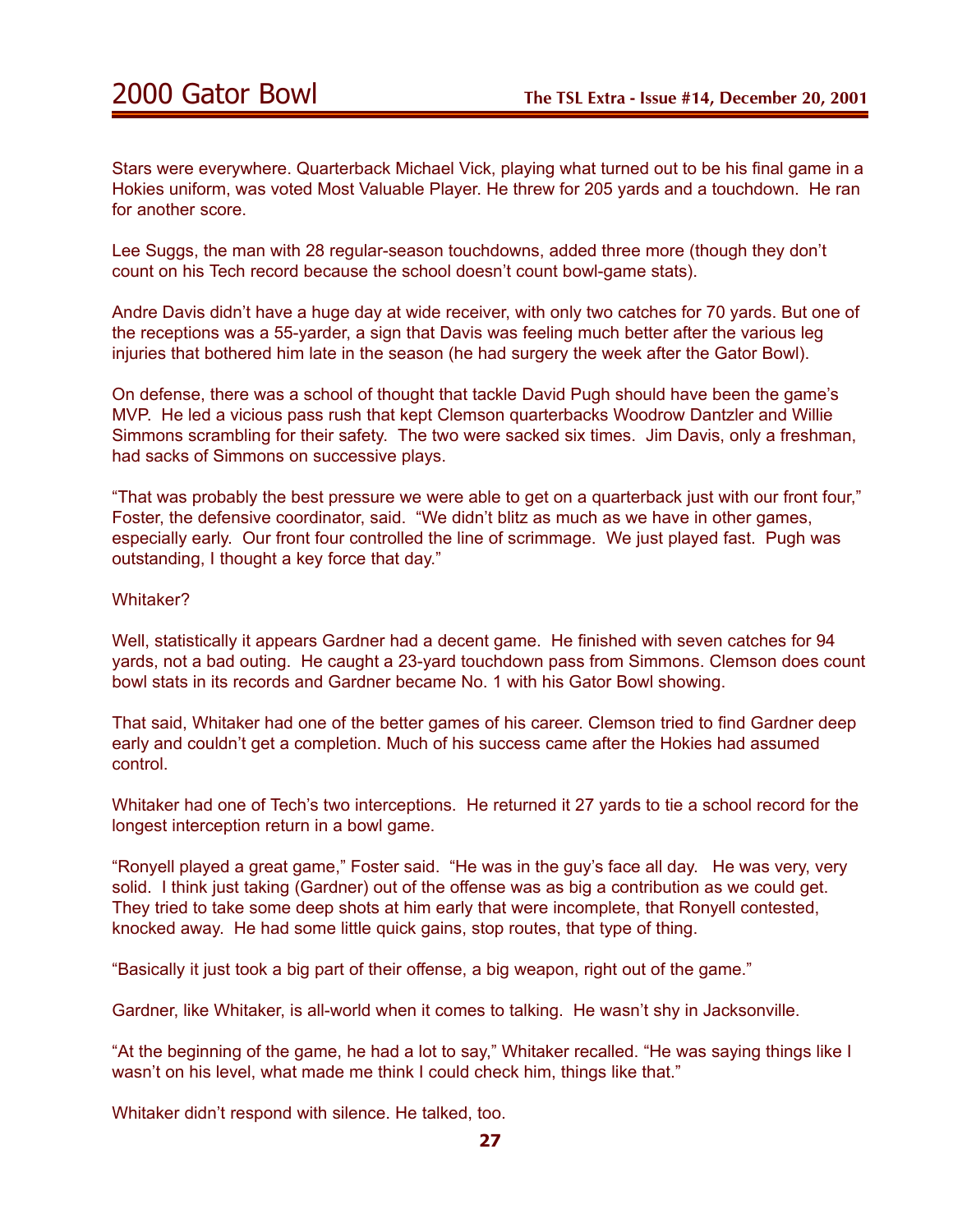Stars were everywhere. Quarterback Michael Vick, playing what turned out to be his final game in a Hokies uniform, was voted Most Valuable Player. He threw for 205 yards and a touchdown. He ran for another score.

Lee Suggs, the man with 28 regular-season touchdowns, added three more (though they don't count on his Tech record because the school doesn't count bowl-game stats).

Andre Davis didn't have a huge day at wide receiver, with only two catches for 70 yards. But one of the receptions was a 55-yarder, a sign that Davis was feeling much better after the various leg injuries that bothered him late in the season (he had surgery the week after the Gator Bowl).

On defense, there was a school of thought that tackle David Pugh should have been the game's MVP. He led a vicious pass rush that kept Clemson quarterbacks Woodrow Dantzler and Willie Simmons scrambling for their safety. The two were sacked six times. Jim Davis, only a freshman, had sacks of Simmons on successive plays.

"That was probably the best pressure we were able to get on a quarterback just with our front four," Foster, the defensive coordinator, said. "We didn't blitz as much as we have in other games, especially early. Our front four controlled the line of scrimmage. We just played fast. Pugh was outstanding, I thought a key force that day."

Whitaker?

Well, statistically it appears Gardner had a decent game. He finished with seven catches for 94 yards, not a bad outing. He caught a 23-yard touchdown pass from Simmons. Clemson does count bowl stats in its records and Gardner became No. 1 with his Gator Bowl showing.

That said, Whitaker had one of the better games of his career. Clemson tried to find Gardner deep early and couldn't get a completion. Much of his success came after the Hokies had assumed control.

Whitaker had one of Tech's two interceptions. He returned it 27 yards to tie a school record for the longest interception return in a bowl game.

"Ronyell played a great game," Foster said. "He was in the guy's face all day. He was very, very solid. I think just taking (Gardner) out of the offense was as big a contribution as we could get. They tried to take some deep shots at him early that were incomplete, that Ronyell contested, knocked away. He had some little quick gains, stop routes, that type of thing.

"Basically it just took a big part of their offense, a big weapon, right out of the game."

Gardner, like Whitaker, is all-world when it comes to talking. He wasn't shy in Jacksonville.

"At the beginning of the game, he had a lot to say," Whitaker recalled. "He was saying things like I wasn't on his level, what made me think I could check him, things like that."

Whitaker didn't respond with silence. He talked, too.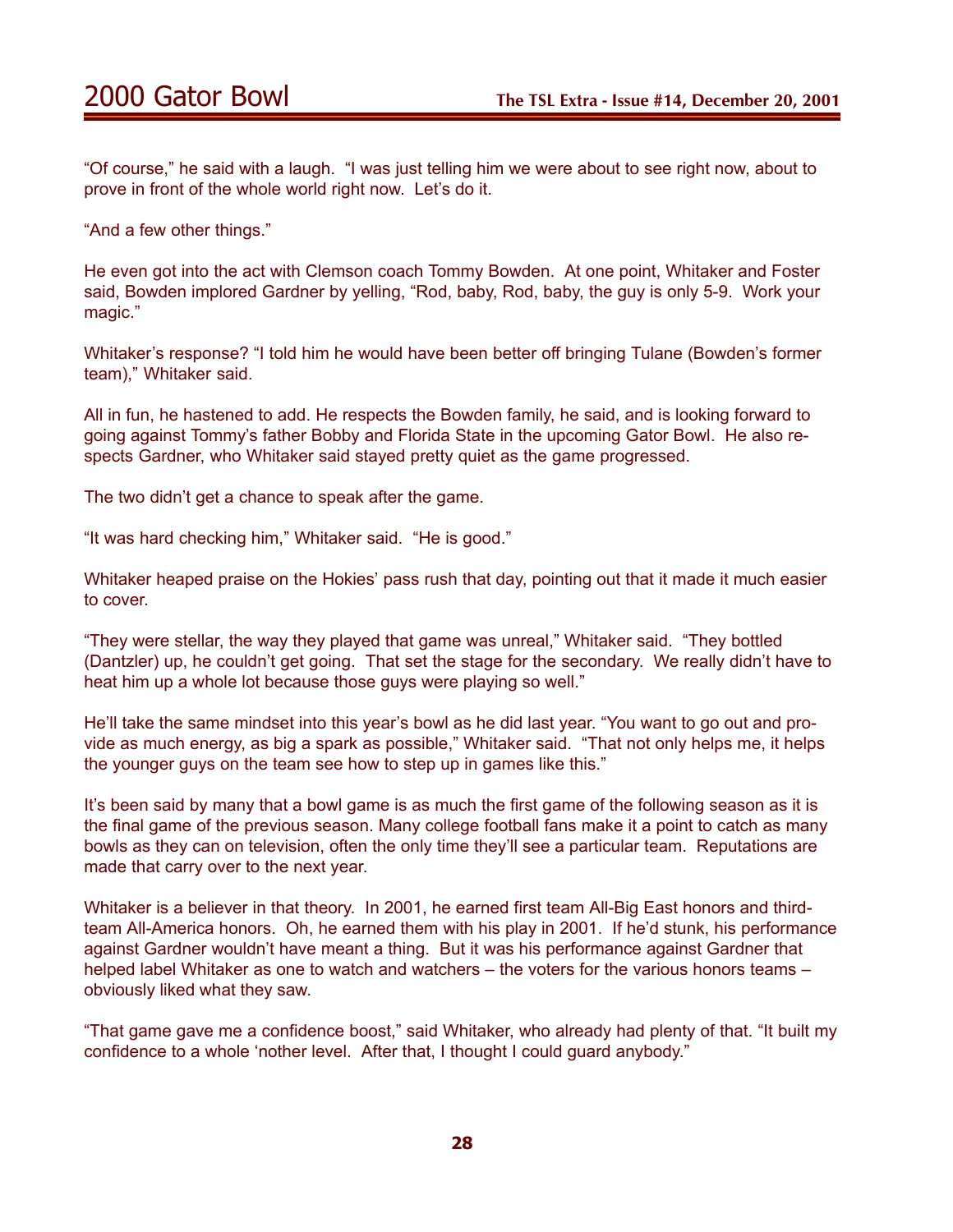"Of course," he said with a laugh. "I was just telling him we were about to see right now, about to prove in front of the whole world right now. Let's do it.

"And a few other things."

He even got into the act with Clemson coach Tommy Bowden. At one point, Whitaker and Foster said, Bowden implored Gardner by yelling, "Rod, baby, Rod, baby, the guy is only 5-9. Work your magic."

Whitaker's response? "I told him he would have been better off bringing Tulane (Bowden's former team)," Whitaker said.

All in fun, he hastened to add. He respects the Bowden family, he said, and is looking forward to going against Tommy's father Bobby and Florida State in the upcoming Gator Bowl. He also respects Gardner, who Whitaker said stayed pretty quiet as the game progressed.

The two didn't get a chance to speak after the game.

"It was hard checking him," Whitaker said. "He is good."

Whitaker heaped praise on the Hokies' pass rush that day, pointing out that it made it much easier to cover.

"They were stellar, the way they played that game was unreal," Whitaker said. "They bottled (Dantzler) up, he couldn't get going. That set the stage for the secondary. We really didn't have to heat him up a whole lot because those guys were playing so well."

He'll take the same mindset into this year's bowl as he did last year. "You want to go out and provide as much energy, as big a spark as possible," Whitaker said. "That not only helps me, it helps the younger guys on the team see how to step up in games like this."

It's been said by many that a bowl game is as much the first game of the following season as it is the final game of the previous season. Many college football fans make it a point to catch as many bowls as they can on television, often the only time they'll see a particular team. Reputations are made that carry over to the next year.

Whitaker is a believer in that theory. In 2001, he earned first team All-Big East honors and third-team All-America honors. Oh, he earned them with his play in 2001. If he'd stunk, his performance against Gardner wouldn't have meant a thing. But it was his performance against Gardner that helped label Whitaker as one to watch and watchers – the voters for the various honors teams – obviously liked what they saw.

"That game gave me a confidence boost," said Whitaker, who already had plenty of that. "It built my confidence to a whole 'nother level. After that, I thought I could guard anybody."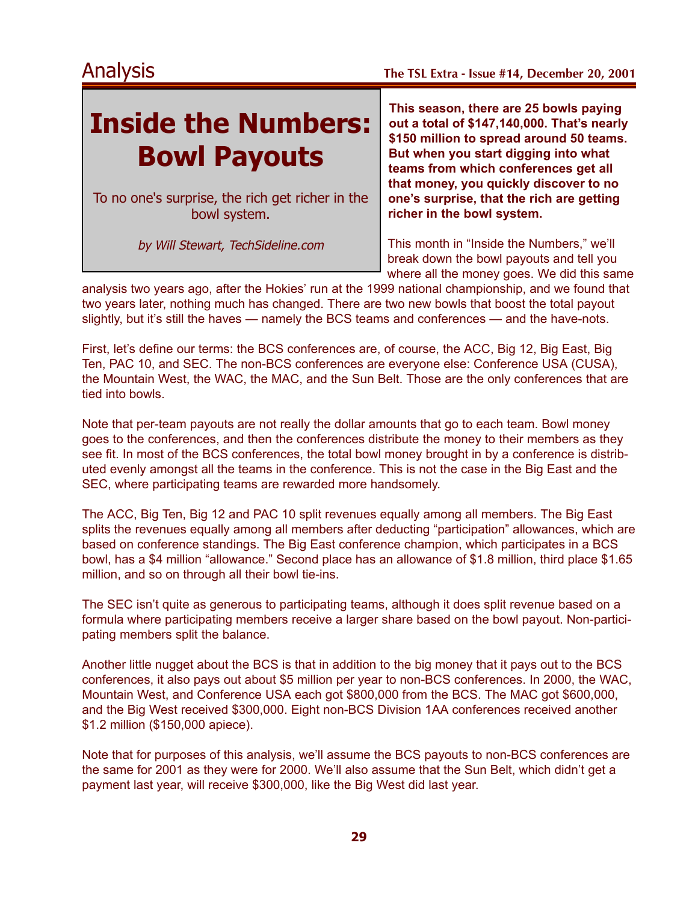Analysis

# Inside the Numbers: Bowl Payouts

To no one's surprise, the rich get richer in the bowl system.

*by Will Stewart, TechSideline.com*

**This season, there are 25 bowls paying out a total of $147,140,000. That's nearly $150 million to spread around 50 teams. But when you start digging into what teams from which conferences get all that money, you quickly discover to no one's surprise, that the rich are getting richer in the bowl system.**

This month in "Inside the Numbers," we'll break down the bowl payouts and tell you where all the money goes. We did this same analysis two years ago, after the Hokies' run at the 1999 national championship, and we found that two years later, nothing much has changed. There are two new bowls that boost the total payout slightly, but it's still the haves — namely the BCS teams and conferences — and the have-nots.

First, let's define our terms: the BCS conferences are, of course, the ACC, Big 12, Big East, Big Ten, PAC 10, and SEC. The non-BCS conferences are everyone else: Conference USA (CUSA), the Mountain West, the WAC, the MAC, and the Sun Belt. Those are the only conferences that are tied into bowls.

Note that per-team payouts are not really the dollar amounts that go to each team. Bowl money goes to the conferences, and then the conferences distribute the money to their members as they see fit. In most of the BCS conferences, the total bowl money brought in by a conference is distributed evenly amongst all the teams in the conference. This is not the case in the Big East and the SEC, where participating teams are rewarded more handsomely.

The ACC, Big Ten, Big 12 and PAC 10 split revenues equally among all members. The Big East splits the revenues equally among all members after deducting "participation" allowances, which are based on conference standings. The Big East conference champion, which participates in a BCS bowl, has a $4 million "allowance." Second place has an allowance of $1.8 million, third place $1.65 million, and so on through all their bowl tie-ins.

The SEC isn't quite as generous to participating teams, although it does split revenue based on a formula where participating members receive a larger share based on the bowl payout. Non-participating members split the balance.

Another little nugget about the BCS is that in addition to the big money that it pays out to the BCS conferences, it also pays out about $5 million per year to non-BCS conferences. In 2000, the WAC, Mountain West, and Conference USA each got $800,000 from the BCS. The MAC got $600,000, and the Big West received $300,000. Eight non-BCS Division 1AA conferences received another $1.2 million ($150,000 apiece).

Note that for purposes of this analysis, we'll assume the BCS payouts to non-BCS conferences are the same for 2001 as they were for 2000. We'll also assume that the Sun Belt, which didn't get a payment last year, will receive $300,000, like the Big West did last year.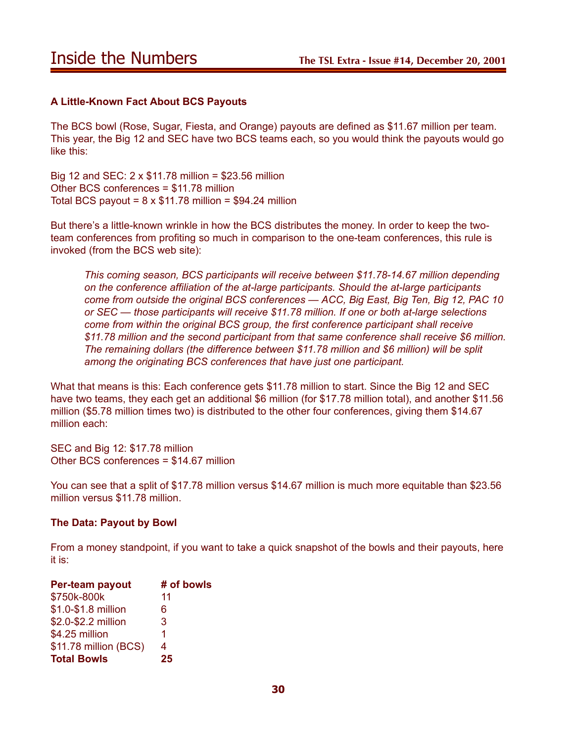## A Little-Known Fact About BCS Payouts

The BCS bowl (Rose, Sugar, Fiesta, and Orange) payouts are defined as $11.67 million per team. This year, the Big 12 and SEC have two BCS teams each, so you would think the payouts would go like this:

Big 12 and SEC: 2 x $11.78 million = $23.56 million
Other BCS conferences = $11.78 million
Total BCS payout = 8 x $11.78 million = $94.24 million

But there's a little-known wrinkle in how the BCS distributes the money. In order to keep the two-team conferences from profiting so much in comparison to the one-team conferences, this rule is invoked (from the BCS web site):

> *This coming season, BCS participants will receive between $11.78-14.67 million depending on the conference affiliation of the at-large participants. Should the at-large participants come from outside the original BCS conferences — ACC, Big East, Big Ten, Big 12, PAC 10 or SEC — those participants will receive $11.78 million. If one or both at-large selections come from within the original BCS group, the first conference participant shall receive $11.78 million and the second participant from that same conference shall receive $6 million. The remaining dollars (the difference between $11.78 million and $6 million) will be split among the originating BCS conferences that have just one participant.*

What that means is this: Each conference gets $11.78 million to start. Since the Big 12 and SEC have two teams, they each get an additional $6 million (for $17.78 million total), and another $11.56 million ($5.78 million times two) is distributed to the other four conferences, giving them $14.67 million each:

SEC and Big 12: $17.78 million
Other BCS conferences = $14.67 million

You can see that a split of $17.78 million versus $14.67 million is much more equitable than $23.56 million versus $11.78 million.

## The Data: Payout by Bowl

From a money standpoint, if you want to take a quick snapshot of the bowls and their payouts, here it is:

| Per-team payout | # of bowls |
|---|---|
| $750k-800k | 11 |
| $1.0-$1.8 million | 6 |
| $2.0-$2.2 million | 3 |
| $4.25 million | 1 |
| $11.78 million (BCS) | 4 |
| **Total Bowls** | **25** |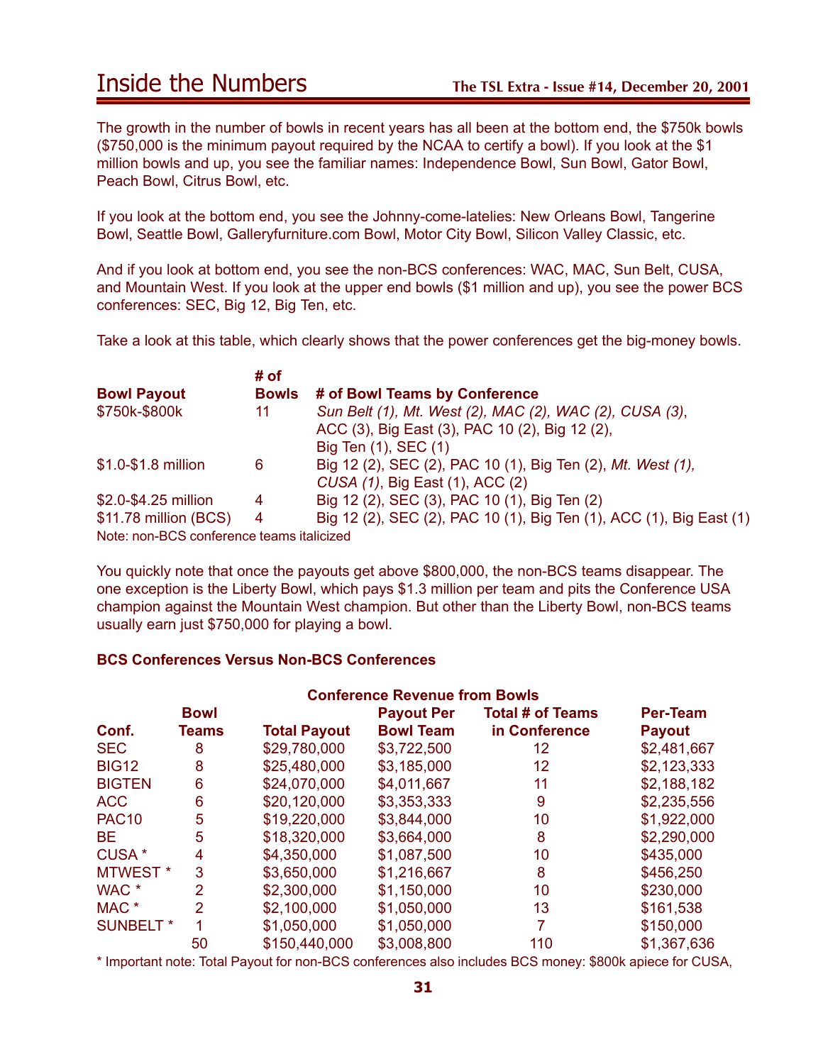## Inside the Numbers

The growth in the number of bowls in recent years has all been at the bottom end, the $750k bowls ($750,000 is the minimum payout required by the NCAA to certify a bowl). If you look at the $1 million bowls and up, you see the familiar names: Independence Bowl, Sun Bowl, Gator Bowl, Peach Bowl, Citrus Bowl, etc.

If you look at the bottom end, you see the Johnny-come-latelies: New Orleans Bowl, Tangerine Bowl, Seattle Bowl, Galleryfurniture.com Bowl, Motor City Bowl, Silicon Valley Classic, etc.

And if you look at bottom end, you see the non-BCS conferences: WAC, MAC, Sun Belt, CUSA, and Mountain West. If you look at the upper end bowls ($1 million and up), you see the power BCS conferences: SEC, Big 12, Big Ten, etc.

Take a look at this table, which clearly shows that the power conferences get the big-money bowls.

| Bowl Payout | # of Bowls | # of Bowl Teams by Conference |
|---|---|---|
| $750k-$800k | 11 | *Sun Belt (1), Mt. West (2), MAC (2), WAC (2), CUSA (3)*, ACC (3), Big East (3), PAC 10 (2), Big 12 (2), Big Ten (1), SEC (1) |
| $1.0-$1.8 million | 6 | Big 12 (2), SEC (2), PAC 10 (1), Big Ten (2), *Mt. West (1), CUSA (1)*, Big East (1), ACC (2) |
| $2.0-$4.25 million | 4 | Big 12 (2), SEC (3), PAC 10 (1), Big Ten (2) |
| $11.78 million (BCS) | 4 | Big 12 (2), SEC (2), PAC 10 (1), Big Ten (1), ACC (1), Big East (1) |

Note: non-BCS conference teams italicized

You quickly note that once the payouts get above $800,000, the non-BCS teams disappear. The one exception is the Liberty Bowl, which pays $1.3 million per team and pits the Conference USA champion against the Mountain West champion. But other than the Liberty Bowl, non-BCS teams usually earn just $750,000 for playing a bowl.

### BCS Conferences Versus Non-BCS Conferences

**Conference Revenue from Bowls**

| Conf. | Bowl Teams | Total Payout | Payout Per Bowl Team | Total # of Teams in Conference | Per-Team Payout |
|---|---|---|---|---|---|
| SEC | 8 | $29,780,000 | $3,722,500 | 12 | $2,481,667 |
| BIG12 | 8 | $25,480,000 | $3,185,000 | 12 | $2,123,333 |
| BIGTEN | 6 | $24,070,000 | $4,011,667 | 11 | $2,188,182 |
| ACC | 6 | $20,120,000 | $3,353,333 | 9 | $2,235,556 |
| PAC10 | 5 | $19,220,000 | $3,844,000 | 10 | $1,922,000 |
| BE | 5 | $18,320,000 | $3,664,000 | 8 | $2,290,000 |
| CUSA * | 4 | $4,350,000 | $1,087,500 | 10 | $435,000 |
| MTWEST * | 3 | $3,650,000 | $1,216,667 | 8 | $456,250 |
| WAC * | 2 | $2,300,000 | $1,150,000 | 10 | $230,000 |
| MAC * | 2 | $2,100,000 | $1,050,000 | 13 | $161,538 |
| SUNBELT * | 1 | $1,050,000 | $1,050,000 | 7 | $150,000 |
| | 50 | $150,440,000 | $3,008,800 | 110 | $1,367,636 |

* Important note: Total Payout for non-BCS conferences also includes BCS money: $800k apiece for CUSA,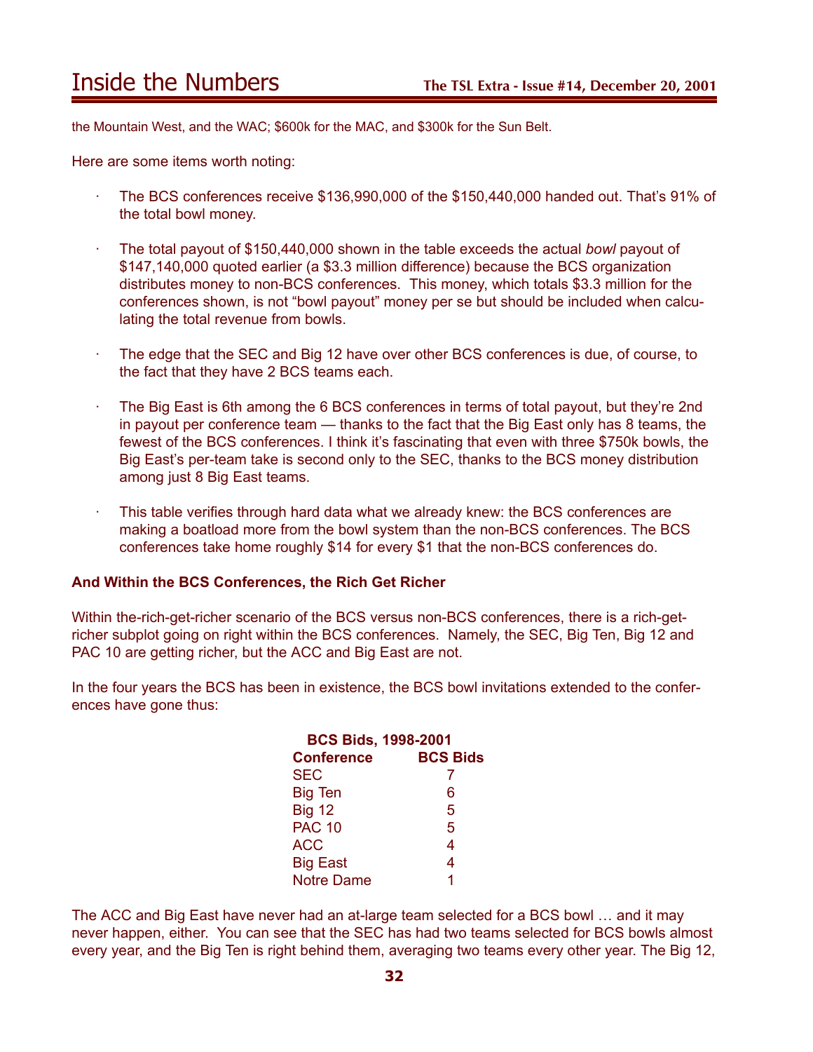the Mountain West, and the WAC; $600k for the MAC, and $300k for the Sun Belt.

Here are some items worth noting:

- The BCS conferences receive $136,990,000 of the $150,440,000 handed out. That's 91% of the total bowl money.

- The total payout of $150,440,000 shown in the table exceeds the actual *bowl* payout of $147,140,000 quoted earlier (a $3.3 million difference) because the BCS organization distributes money to non-BCS conferences. This money, which totals $3.3 million for the conferences shown, is not "bowl payout" money per se but should be included when calculating the total revenue from bowls.

- The edge that the SEC and Big 12 have over other BCS conferences is due, of course, to the fact that they have 2 BCS teams each.

- The Big East is 6th among the 6 BCS conferences in terms of total payout, but they're 2nd in payout per conference team — thanks to the fact that the Big East only has 8 teams, the fewest of the BCS conferences. I think it's fascinating that even with three $750k bowls, the Big East's per-team take is second only to the SEC, thanks to the BCS money distribution among just 8 Big East teams.

- This table verifies through hard data what we already knew: the BCS conferences are making a boatload more from the bowl system than the non-BCS conferences. The BCS conferences take home roughly $14 for every $1 that the non-BCS conferences do.

### And Within the BCS Conferences, the Rich Get Richer

Within the-rich-get-richer scenario of the BCS versus non-BCS conferences, there is a rich-get-richer subplot going on right within the BCS conferences. Namely, the SEC, Big Ten, Big 12 and PAC 10 are getting richer, but the ACC and Big East are not.

In the four years the BCS has been in existence, the BCS bowl invitations extended to the conferences have gone thus:

**BCS Bids, 1998-2001**

| Conference | BCS Bids |
|---|---|
| SEC | 7 |
| Big Ten | 6 |
| Big 12 | 5 |
| PAC 10 | 5 |
| ACC | 4 |
| Big East | 4 |
| Notre Dame | 1 |

The ACC and Big East have never had an at-large team selected for a BCS bowl … and it may never happen, either. You can see that the SEC has had two teams selected for BCS bowls almost every year, and the Big Ten is right behind them, averaging two teams every other year. The Big 12,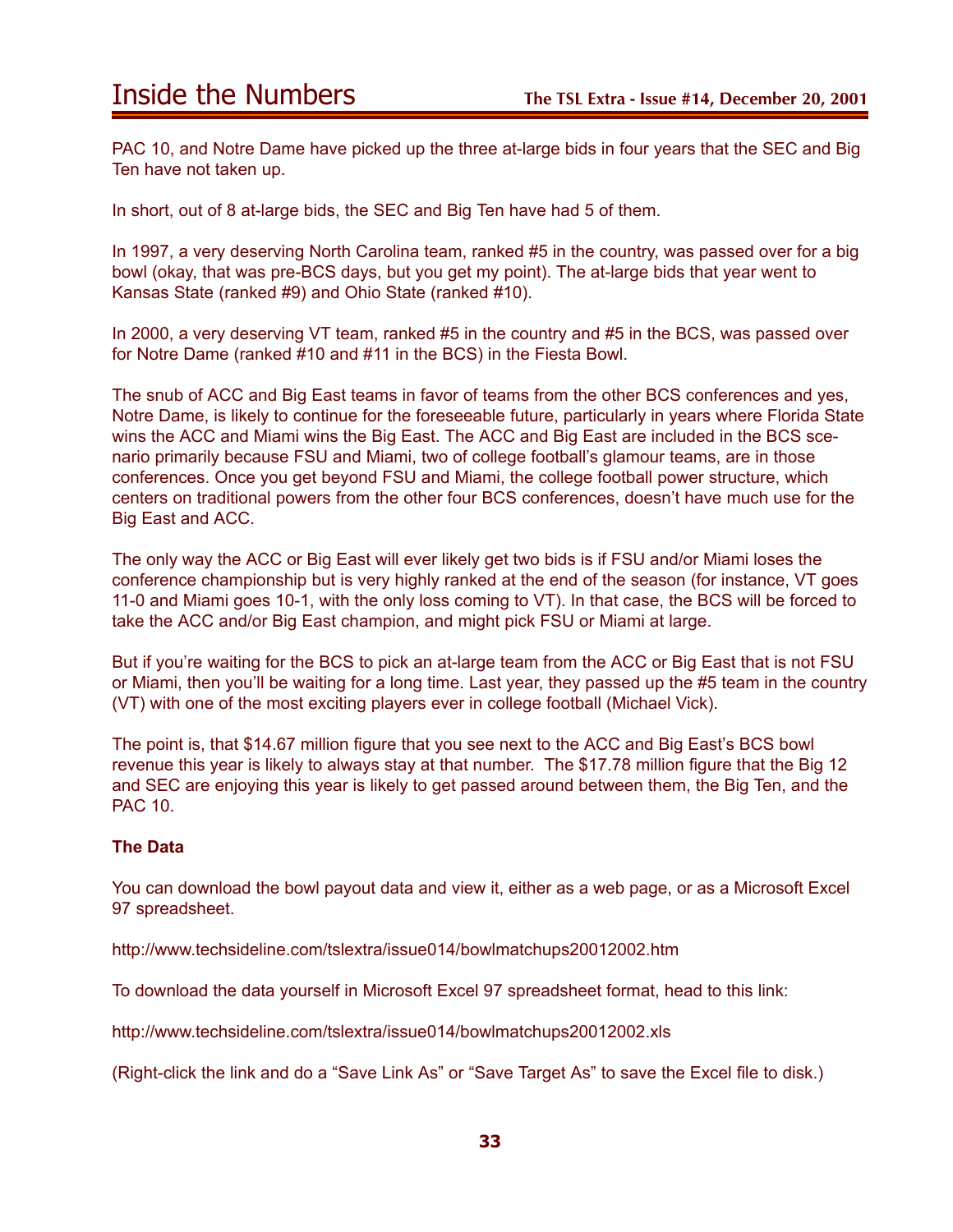PAC 10, and Notre Dame have picked up the three at-large bids in four years that the SEC and Big Ten have not taken up.

In short, out of 8 at-large bids, the SEC and Big Ten have had 5 of them.

In 1997, a very deserving North Carolina team, ranked #5 in the country, was passed over for a big bowl (okay, that was pre-BCS days, but you get my point). The at-large bids that year went to Kansas State (ranked #9) and Ohio State (ranked #10).

In 2000, a very deserving VT team, ranked #5 in the country and #5 in the BCS, was passed over for Notre Dame (ranked #10 and #11 in the BCS) in the Fiesta Bowl.

The snub of ACC and Big East teams in favor of teams from the other BCS conferences and yes, Notre Dame, is likely to continue for the foreseeable future, particularly in years where Florida State wins the ACC and Miami wins the Big East. The ACC and Big East are included in the BCS scenario primarily because FSU and Miami, two of college football's glamour teams, are in those conferences. Once you get beyond FSU and Miami, the college football power structure, which centers on traditional powers from the other four BCS conferences, doesn't have much use for the Big East and ACC.

The only way the ACC or Big East will ever likely get two bids is if FSU and/or Miami loses the conference championship but is very highly ranked at the end of the season (for instance, VT goes 11-0 and Miami goes 10-1, with the only loss coming to VT). In that case, the BCS will be forced to take the ACC and/or Big East champion, and might pick FSU or Miami at large.

But if you're waiting for the BCS to pick an at-large team from the ACC or Big East that is not FSU or Miami, then you'll be waiting for a long time. Last year, they passed up the #5 team in the country (VT) with one of the most exciting players ever in college football (Michael Vick).

The point is, that $14.67 million figure that you see next to the ACC and Big East's BCS bowl revenue this year is likely to always stay at that number. The $17.78 million figure that the Big 12 and SEC are enjoying this year is likely to get passed around between them, the Big Ten, and the PAC 10.

**The Data**

You can download the bowl payout data and view it, either as a web page, or as a Microsoft Excel 97 spreadsheet.

http://www.techsideline.com/tslextra/issue014/bowlmatchups20012002.htm

To download the data yourself in Microsoft Excel 97 spreadsheet format, head to this link:

http://www.techsideline.com/tslextra/issue014/bowlmatchups20012002.xls

(Right-click the link and do a "Save Link As" or "Save Target As" to save the Excel file to disk.)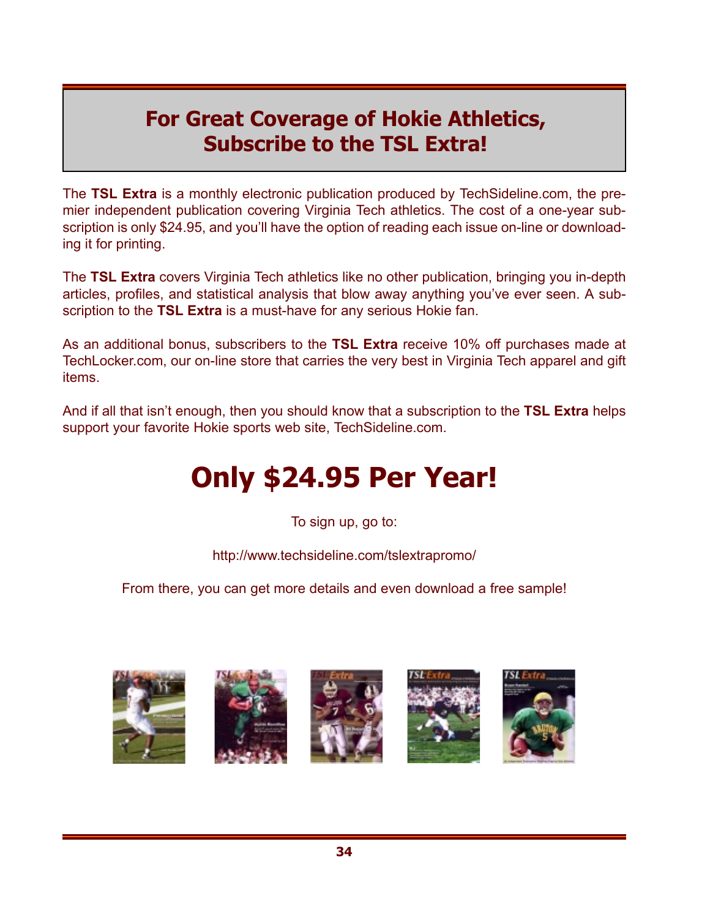## For Great Coverage of Hokie Athletics, Subscribe to the TSL Extra!

The **TSL Extra** is a monthly electronic publication produced by TechSideline.com, the premier independent publication covering Virginia Tech athletics. The cost of a one-year subscription is only $24.95, and you'll have the option of reading each issue on-line or downloading it for printing.

The **TSL Extra** covers Virginia Tech athletics like no other publication, bringing you in-depth articles, profiles, and statistical analysis that blow away anything you've ever seen. A subscription to the **TSL Extra** is a must-have for any serious Hokie fan.

As an additional bonus, subscribers to the **TSL Extra** receive 10% off purchases made at TechLocker.com, our on-line store that carries the very best in Virginia Tech apparel and gift items.

And if all that isn't enough, then you should know that a subscription to the **TSL Extra** helps support your favorite Hokie sports web site, TechSideline.com.

# Only $24.95 Per Year!

To sign up, go to:

http://www.techsideline.com/tslextrapromo/

From there, you can get more details and even download a free sample!